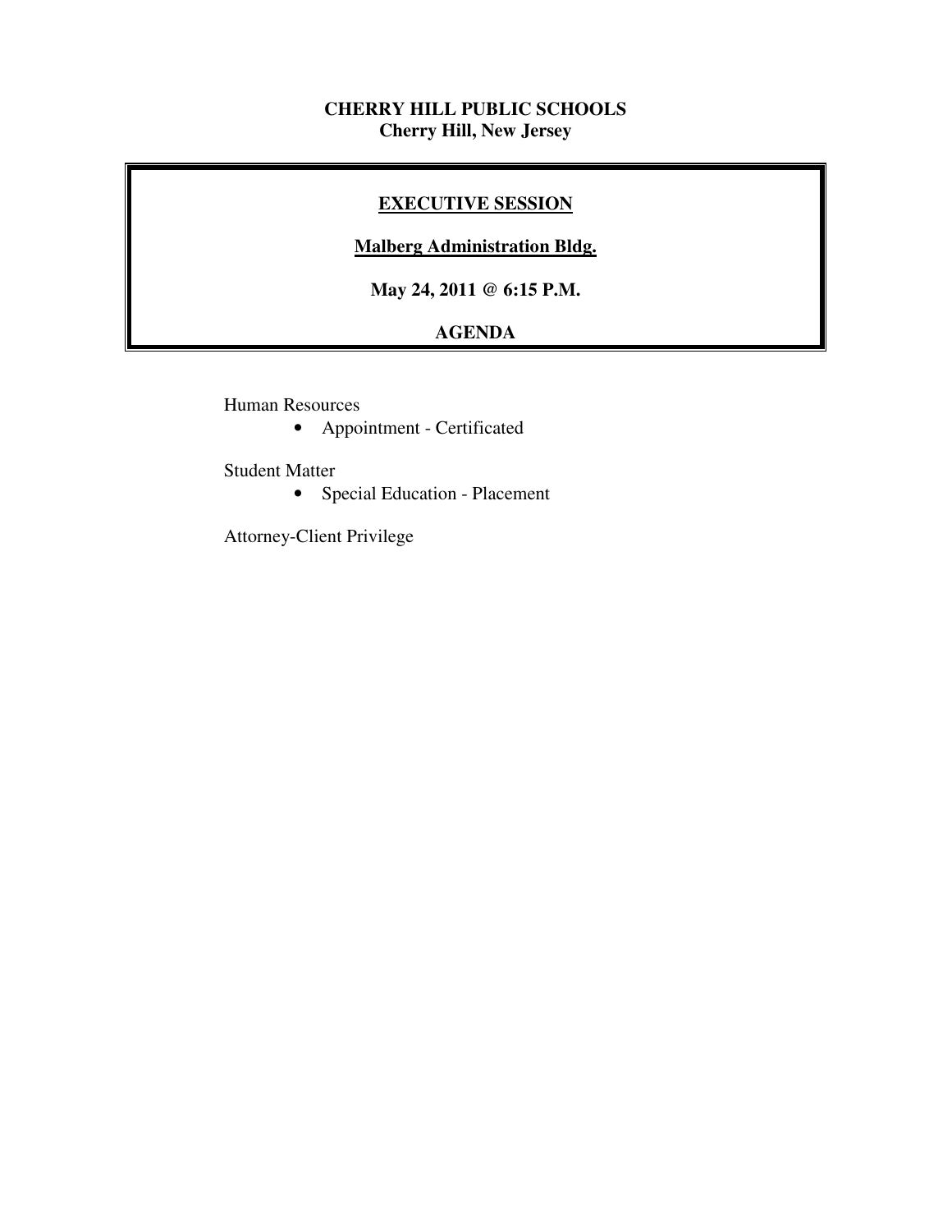**CHERRY HILL PUBLIC SCHOOLS**
**Cherry Hill, New Jersey**

## EXECUTIVE SESSION

**Malberg Administration Bldg.**

**May 24, 2011 @ 6:15 P.M.**

**AGENDA**

Human Resources

- Appointment - Certificated

Student Matter

- Special Education - Placement

Attorney-Client Privilege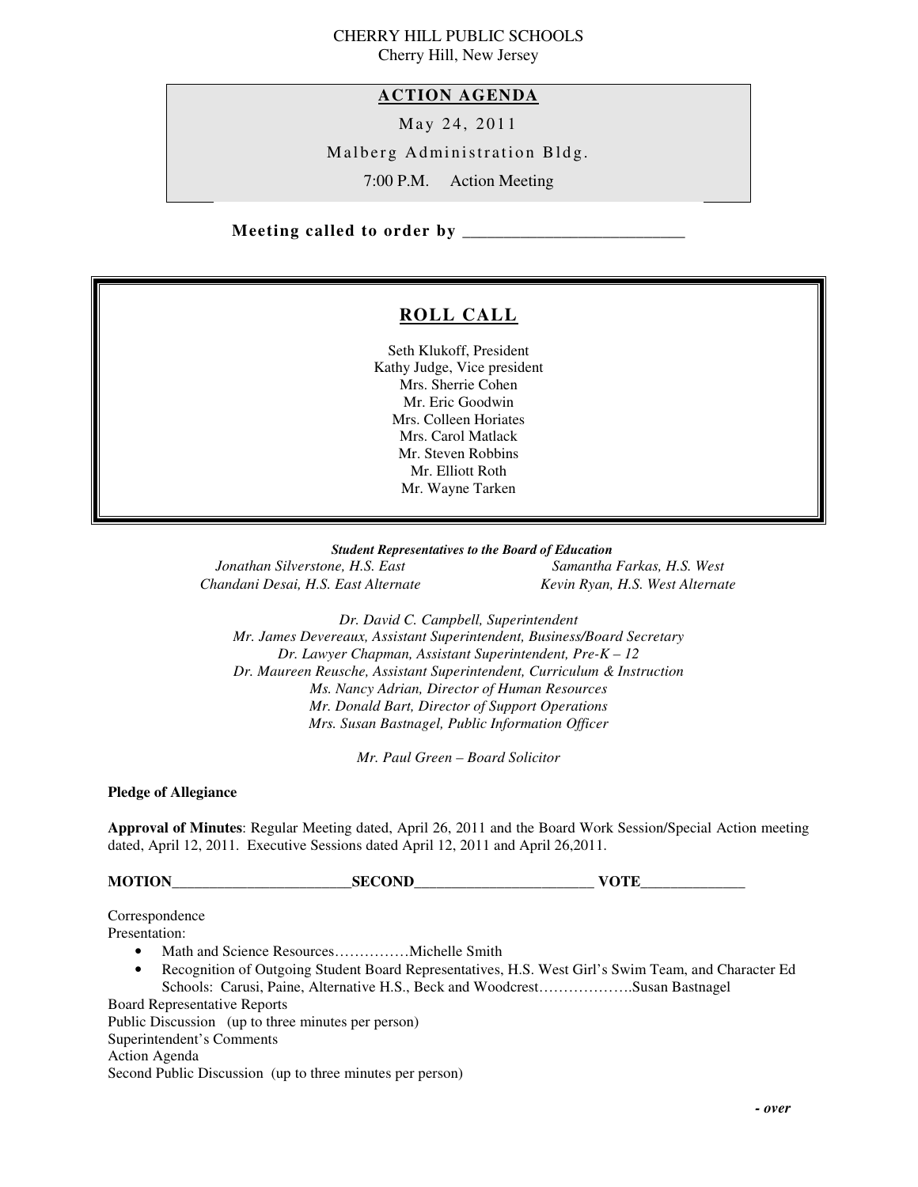CHERRY HILL PUBLIC SCHOOLS
Cherry Hill, New Jersey

## ACTION AGENDA

May 24, 2011

Malberg Administration Bldg.

7:00 P.M. Action Meeting

**Meeting called to order by \_\_\_\_\_\_\_\_\_\_\_\_\_\_\_\_\_\_\_\_\_\_\_\_\_\_**

## ROLL CALL

Seth Klukoff, President
Kathy Judge, Vice president
Mrs. Sherrie Cohen
Mr. Eric Goodwin
Mrs. Colleen Horiates
Mrs. Carol Matlack
Mr. Steven Robbins
Mr. Elliott Roth
Mr. Wayne Tarken

***Student Representatives to the Board of Education***

*Jonathan Silverstone, H.S. East* — *Samantha Farkas, H.S. West*
*Chandani Desai, H.S. East Alternate* — *Kevin Ryan, H.S. West Alternate*

*Dr. David C. Campbell, Superintendent*
*Mr. James Devereaux, Assistant Superintendent, Business/Board Secretary*
*Dr. Lawyer Chapman, Assistant Superintendent, Pre-K – 12*
*Dr. Maureen Reusche, Assistant Superintendent, Curriculum & Instruction*
*Ms. Nancy Adrian, Director of Human Resources*
*Mr. Donald Bart, Director of Support Operations*
*Mrs. Susan Bastnagel, Public Information Officer*

*Mr. Paul Green – Board Solicitor*

**Pledge of Allegiance**

**Approval of Minutes**: Regular Meeting dated, April 26, 2011 and the Board Work Session/Special Action meeting dated, April 12, 2011. Executive Sessions dated April 12, 2011 and April 26,2011.

**MOTION\_\_\_\_\_\_\_\_\_\_\_\_\_\_\_\_\_\_\_\_\_\_\_\_SECOND\_\_\_\_\_\_\_\_\_\_\_\_\_\_\_\_\_\_\_\_\_\_\_\_ VOTE\_\_\_\_\_\_\_\_\_\_\_\_\_\_**

Correspondence
Presentation:

- Math and Science Resources……………Michelle Smith
- Recognition of Outgoing Student Board Representatives, H.S. West Girl's Swim Team, and Character Ed Schools: Carusi, Paine, Alternative H.S., Beck and Woodcrest……………….Susan Bastnagel

Board Representative Reports
Public Discussion (up to three minutes per person)
Superintendent's Comments
Action Agenda
Second Public Discussion (up to three minutes per person)

***- over***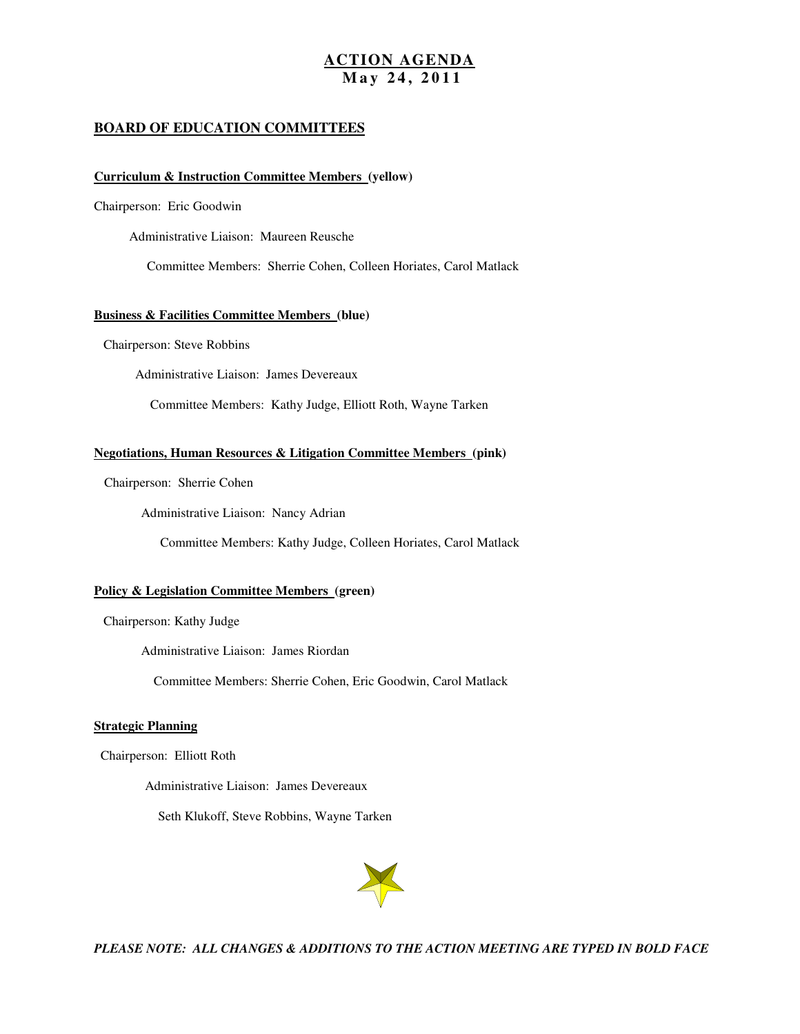# ACTION AGENDA
## May 24, 2011

## BOARD OF EDUCATION COMMITTEES

### Curriculum & Instruction Committee Members (yellow)

Chairperson: Eric Goodwin

Administrative Liaison: Maureen Reusche

Committee Members: Sherrie Cohen, Colleen Horiates, Carol Matlack

### Business & Facilities Committee Members (blue)

Chairperson: Steve Robbins

Administrative Liaison: James Devereaux

Committee Members: Kathy Judge, Elliott Roth, Wayne Tarken

### Negotiations, Human Resources & Litigation Committee Members (pink)

Chairperson: Sherrie Cohen

Administrative Liaison: Nancy Adrian

Committee Members: Kathy Judge, Colleen Horiates, Carol Matlack

### Policy & Legislation Committee Members (green)

Chairperson: Kathy Judge

Administrative Liaison: James Riordan

Committee Members: Sherrie Cohen, Eric Goodwin, Carol Matlack

### Strategic Planning

Chairperson: Elliott Roth

Administrative Liaison: James Devereaux

Seth Klukoff, Steve Robbins, Wayne Tarken

***PLEASE NOTE: ALL CHANGES & ADDITIONS TO THE ACTION MEETING ARE TYPED IN BOLD FACE***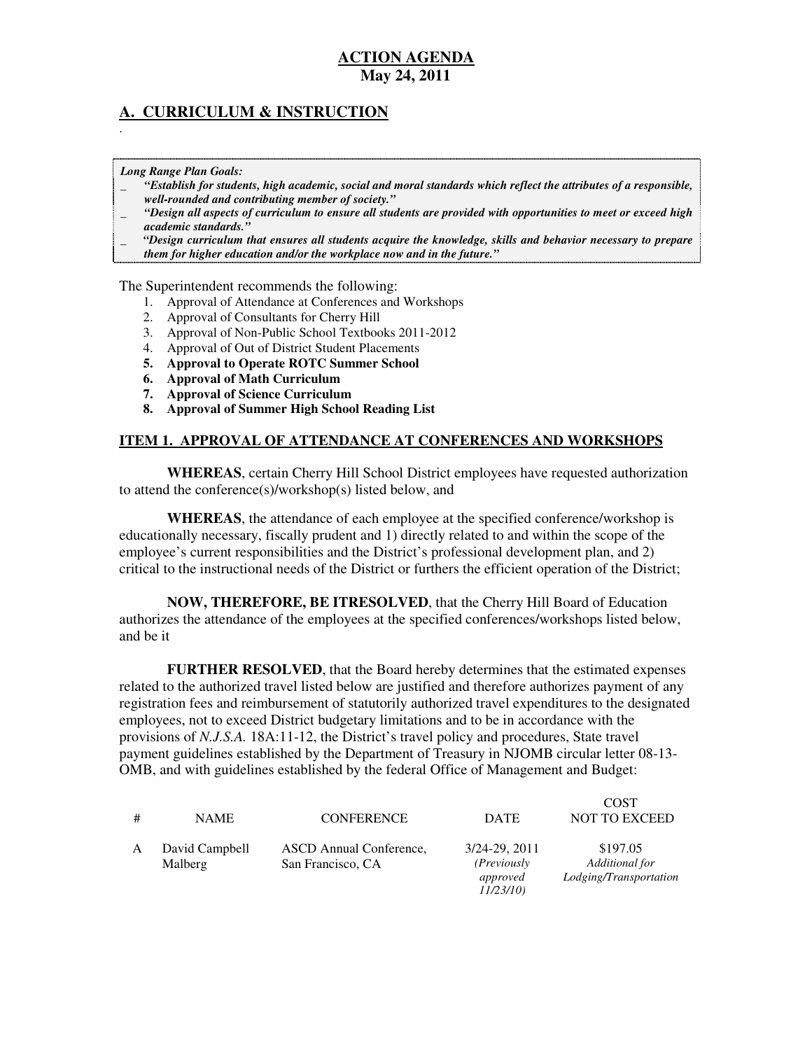**ACTION AGENDA**
**May 24, 2011**

## A. CURRICULUM & INSTRUCTION

.

***Long Range Plan Goals:***

- ***"Establish for students, high academic, social and moral standards which reflect the attributes of a responsible, well-rounded and contributing member of society."***
- ***"Design all aspects of curriculum to ensure all students are provided with opportunities to meet or exceed high academic standards."***
- ***"Design curriculum that ensures all students acquire the knowledge, skills and behavior necessary to prepare them for higher education and/or the workplace now and in the future."***

The Superintendent recommends the following:

1. Approval of Attendance at Conferences and Workshops
2. Approval of Consultants for Cherry Hill
3. Approval of Non-Public School Textbooks 2011-2012
4. Approval of Out of District Student Placements
5. **Approval to Operate ROTC Summer School**
6. **Approval of Math Curriculum**
7. **Approval of Science Curriculum**
8. **Approval of Summer High School Reading List**

### ITEM 1. APPROVAL OF ATTENDANCE AT CONFERENCES AND WORKSHOPS

**WHEREAS**, certain Cherry Hill School District employees have requested authorization to attend the conference(s)/workshop(s) listed below, and

**WHEREAS**, the attendance of each employee at the specified conference/workshop is educationally necessary, fiscally prudent and 1) directly related to and within the scope of the employee's current responsibilities and the District's professional development plan, and 2) critical to the instructional needs of the District or furthers the efficient operation of the District;

**NOW, THEREFORE, BE ITRESOLVED**, that the Cherry Hill Board of Education authorizes the attendance of the employees at the specified conferences/workshops listed below, and be it

**FURTHER RESOLVED**, that the Board hereby determines that the estimated expenses related to the authorized travel listed below are justified and therefore authorizes payment of any registration fees and reimbursement of statutorily authorized travel expenditures to the designated employees, not to exceed District budgetary limitations and to be in accordance with the provisions of *N.J.S.A.* 18A:11-12, the District's travel policy and procedures, State travel payment guidelines established by the Department of Treasury in NJOMB circular letter 08-13-OMB, and with guidelines established by the federal Office of Management and Budget:

| # | NAME | CONFERENCE | DATE | COST NOT TO EXCEED |
|---|---|---|---|---|
| A | David Campbell Malberg | ASCD Annual Conference, San Francisco, CA | 3/24-29, 2011 *(Previously approved 11/23/10)* | $197.05 *Additional for Lodging/Transportation* |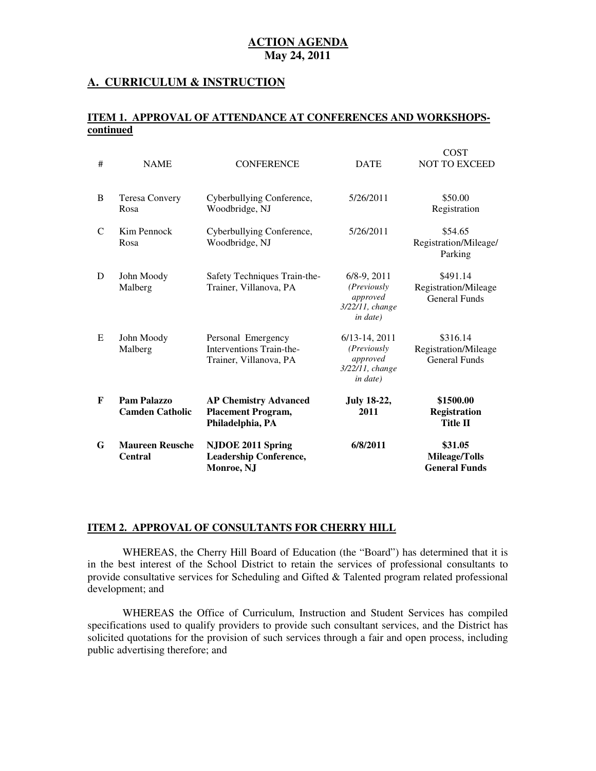**ACTION AGENDA**
**May 24, 2011**

## A. CURRICULUM & INSTRUCTION

### ITEM 1. APPROVAL OF ATTENDANCE AT CONFERENCES AND WORKSHOPS-continued

| # | NAME | CONFERENCE | DATE | COST NOT TO EXCEED |
|---|---|---|---|---|
| B | Teresa Convery Rosa | Cyberbullying Conference, Woodbridge, NJ | 5/26/2011 | $50.00 Registration |
| C | Kim Pennock Rosa | Cyberbullying Conference, Woodbridge, NJ | 5/26/2011 | $54.65 Registration/Mileage/ Parking |
| D | John Moody Malberg | Safety Techniques Train-the-Trainer, Villanova, PA | 6/8-9, 2011 *(Previously approved 3/22/11, change in date)* | $491.14 Registration/Mileage General Funds |
| E | John Moody Malberg | Personal Emergency Interventions Train-the-Trainer, Villanova, PA | 6/13-14, 2011 *(Previously approved 3/22/11, change in date)* | $316.14 Registration/Mileage General Funds |
| **F** | **Pam Palazzo Camden Catholic** | **AP Chemistry Advanced Placement Program, Philadelphia, PA** | **July 18-22, 2011** | **$1500.00 Registration Title II** |
| **G** | **Maureen Reusche Central** | **NJDOE 2011 Spring Leadership Conference, Monroe, NJ** | **6/8/2011** | **$31.05 Mileage/Tolls General Funds** |

### ITEM 2. APPROVAL OF CONSULTANTS FOR CHERRY HILL

WHEREAS, the Cherry Hill Board of Education (the "Board") has determined that it is in the best interest of the School District to retain the services of professional consultants to provide consultative services for Scheduling and Gifted & Talented program related professional development; and

WHEREAS the Office of Curriculum, Instruction and Student Services has compiled specifications used to qualify providers to provide such consultant services, and the District has solicited quotations for the provision of such services through a fair and open process, including public advertising therefore; and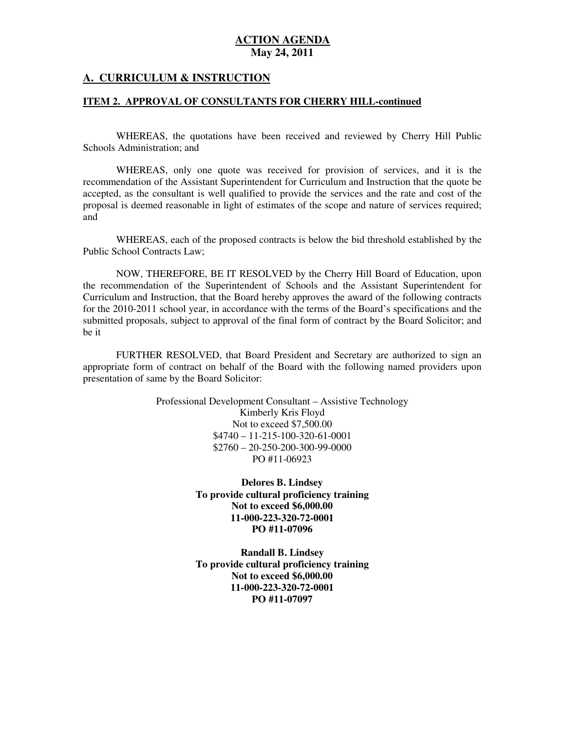**ACTION AGENDA**
**May 24, 2011**

## A. CURRICULUM & INSTRUCTION

### ITEM 2. APPROVAL OF CONSULTANTS FOR CHERRY HILL-continued

WHEREAS, the quotations have been received and reviewed by Cherry Hill Public Schools Administration; and

WHEREAS, only one quote was received for provision of services, and it is the recommendation of the Assistant Superintendent for Curriculum and Instruction that the quote be accepted, as the consultant is well qualified to provide the services and the rate and cost of the proposal is deemed reasonable in light of estimates of the scope and nature of services required; and

WHEREAS, each of the proposed contracts is below the bid threshold established by the Public School Contracts Law;

NOW, THEREFORE, BE IT RESOLVED by the Cherry Hill Board of Education, upon the recommendation of the Superintendent of Schools and the Assistant Superintendent for Curriculum and Instruction, that the Board hereby approves the award of the following contracts for the 2010-2011 school year, in accordance with the terms of the Board's specifications and the submitted proposals, subject to approval of the final form of contract by the Board Solicitor; and be it

FURTHER RESOLVED, that Board President and Secretary are authorized to sign an appropriate form of contract on behalf of the Board with the following named providers upon presentation of same by the Board Solicitor:

Professional Development Consultant – Assistive Technology
Kimberly Kris Floyd
Not to exceed $7,500.00
$4740 – 11-215-100-320-61-0001
$2760 – 20-250-200-300-99-0000
PO #11-06923

**Delores B. Lindsey**
**To provide cultural proficiency training**
**Not to exceed $6,000.00**
**11-000-223-320-72-0001**
**PO #11-07096**

**Randall B. Lindsey**
**To provide cultural proficiency training**
**Not to exceed $6,000.00**
**11-000-223-320-72-0001**
**PO #11-07097**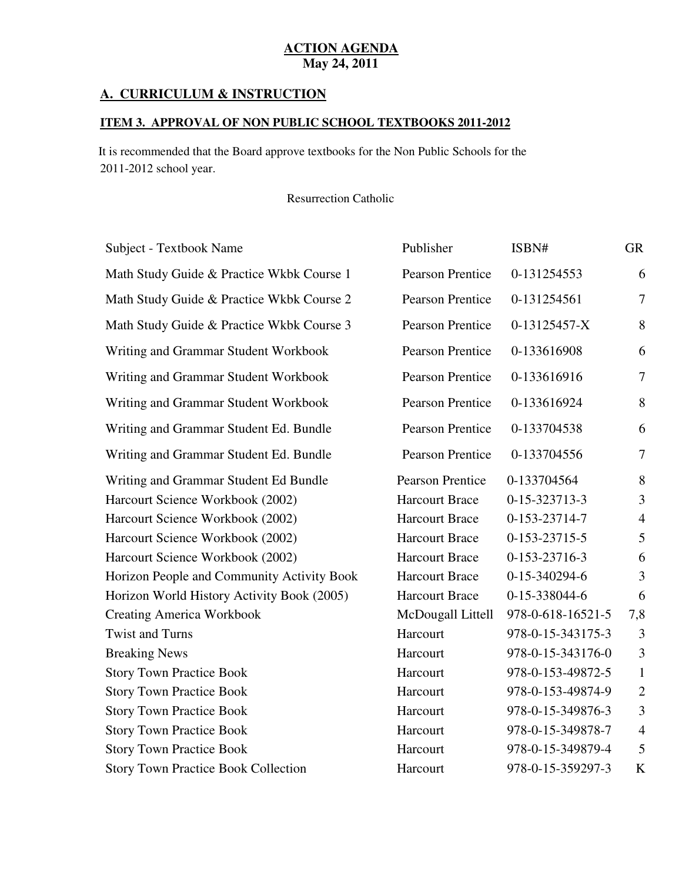# ACTION AGENDA
## May 24, 2011

## A. CURRICULUM & INSTRUCTION

### ITEM 3. APPROVAL OF NON PUBLIC SCHOOL TEXTBOOKS 2011-2012

It is recommended that the Board approve textbooks for the Non Public Schools for the 2011-2012 school year.

Resurrection Catholic

| Subject - Textbook Name | Publisher | ISBN# | GR |
|---|---|---|---|
| Math Study Guide & Practice Wkbk Course 1 | Pearson Prentice | 0-131254553 | 6 |
| Math Study Guide & Practice Wkbk Course 2 | Pearson Prentice | 0-131254561 | 7 |
| Math Study Guide & Practice Wkbk Course 3 | Pearson Prentice | 0-13125457-X | 8 |
| Writing and Grammar Student Workbook | Pearson Prentice | 0-133616908 | 6 |
| Writing and Grammar Student Workbook | Pearson Prentice | 0-133616916 | 7 |
| Writing and Grammar Student Workbook | Pearson Prentice | 0-133616924 | 8 |
| Writing and Grammar Student Ed. Bundle | Pearson Prentice | 0-133704538 | 6 |
| Writing and Grammar Student Ed. Bundle | Pearson Prentice | 0-133704556 | 7 |
| Writing and Grammar Student Ed Bundle | Pearson Prentice | 0-133704564 | 8 |
| Harcourt Science Workbook (2002) | Harcourt Brace | 0-15-323713-3 | 3 |
| Harcourt Science Workbook (2002) | Harcourt Brace | 0-153-23714-7 | 4 |
| Harcourt Science Workbook (2002) | Harcourt Brace | 0-153-23715-5 | 5 |
| Harcourt Science Workbook (2002) | Harcourt Brace | 0-153-23716-3 | 6 |
| Horizon People and Community Activity Book | Harcourt Brace | 0-15-340294-6 | 3 |
| Horizon World History Activity Book (2005) | Harcourt Brace | 0-15-338044-6 | 6 |
| Creating America Workbook | McDougall Littell | 978-0-618-16521-5 | 7,8 |
| Twist and Turns | Harcourt | 978-0-15-343175-3 | 3 |
| Breaking News | Harcourt | 978-0-15-343176-0 | 3 |
| Story Town Practice Book | Harcourt | 978-0-153-49872-5 | 1 |
| Story Town Practice Book | Harcourt | 978-0-153-49874-9 | 2 |
| Story Town Practice Book | Harcourt | 978-0-15-349876-3 | 3 |
| Story Town Practice Book | Harcourt | 978-0-15-349878-7 | 4 |
| Story Town Practice Book | Harcourt | 978-0-15-349879-4 | 5 |
| Story Town Practice Book Collection | Harcourt | 978-0-15-359297-3 | K |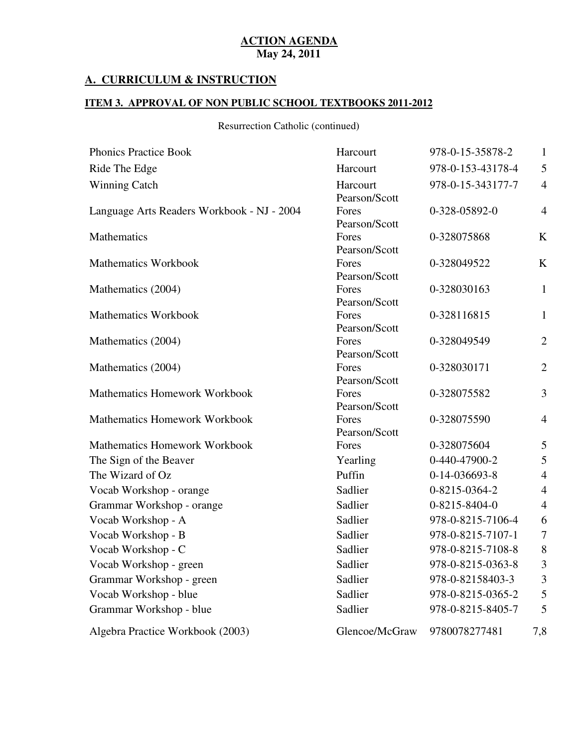**ACTION AGENDA**
**May 24, 2011**

## A. CURRICULUM & INSTRUCTION

### ITEM 3. APPROVAL OF NON PUBLIC SCHOOL TEXTBOOKS 2011-2012

Resurrection Catholic (continued)

| Title | Publisher | ISBN | Grade |
|---|---|---|---|
| Phonics Practice Book | Harcourt | 978-0-15-35878-2 | 1 |
| Ride The Edge | Harcourt | 978-0-153-43178-4 | 5 |
| Winning Catch | Harcourt | 978-0-15-343177-7 | 4 |
| Language Arts Readers Workbook - NJ - 2004 | Pearson/Scott Fores | 0-328-05892-0 | 4 |
| Mathematics | Pearson/Scott Fores | 0-328075868 | K |
| Mathematics Workbook | Pearson/Scott Fores | 0-328049522 | K |
| Mathematics (2004) | Pearson/Scott Fores | 0-328030163 | 1 |
| Mathematics Workbook | Pearson/Scott Fores | 0-328116815 | 1 |
| Mathematics (2004) | Pearson/Scott Fores | 0-328049549 | 2 |
| Mathematics (2004) | Pearson/Scott Fores | 0-328030171 | 2 |
| Mathematics Homework Workbook | Pearson/Scott Fores | 0-328075582 | 3 |
| Mathematics Homework Workbook | Pearson/Scott Fores | 0-328075590 | 4 |
| Mathematics Homework Workbook | Pearson/Scott Fores | 0-328075604 | 5 |
| The Sign of the Beaver | Yearling | 0-440-47900-2 | 5 |
| The Wizard of Oz | Puffin | 0-14-036693-8 | 4 |
| Vocab Workshop - orange | Sadlier | 0-8215-0364-2 | 4 |
| Grammar Workshop - orange | Sadlier | 0-8215-8404-0 | 4 |
| Vocab Workshop - A | Sadlier | 978-0-8215-7106-4 | 6 |
| Vocab Workshop - B | Sadlier | 978-0-8215-7107-1 | 7 |
| Vocab Workshop - C | Sadlier | 978-0-8215-7108-8 | 8 |
| Vocab Workshop - green | Sadlier | 978-0-8215-0363-8 | 3 |
| Grammar Workshop - green | Sadlier | 978-0-82158403-3 | 3 |
| Vocab Workshop - blue | Sadlier | 978-0-8215-0365-2 | 5 |
| Grammar Workshop - blue | Sadlier | 978-0-8215-8405-7 | 5 |
| Algebra Practice Workbook (2003) | Glencoe/McGraw | 9780078277481 | 7,8 |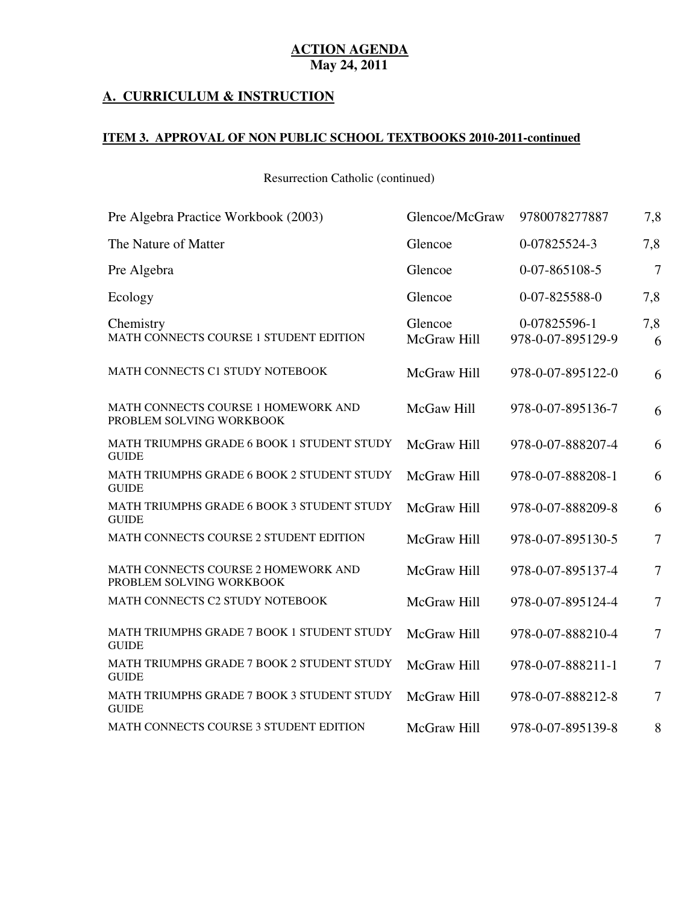**ACTION AGENDA**
**May 24, 2011**

## A. CURRICULUM & INSTRUCTION

### ITEM 3. APPROVAL OF NON PUBLIC SCHOOL TEXTBOOKS 2010-2011-continued

Resurrection Catholic (continued)

| | | | |
|---|---|---|---|
| Pre Algebra Practice Workbook (2003) | Glencoe/McGraw | 9780078277887 | 7,8 |
| The Nature of Matter | Glencoe | 0-07825524-3 | 7,8 |
| Pre Algebra | Glencoe | 0-07-865108-5 | 7 |
| Ecology | Glencoe | 0-07-825588-0 | 7,8 |
| Chemistry | Glencoe | 0-07825596-1 | 7,8 |
| MATH CONNECTS COURSE 1 STUDENT EDITION | McGraw Hill | 978-0-07-895129-9 | 6 |
| MATH CONNECTS C1 STUDY NOTEBOOK | McGraw Hill | 978-0-07-895122-0 | 6 |
| MATH CONNECTS COURSE 1 HOMEWORK AND PROBLEM SOLVING WORKBOOK | McGaw Hill | 978-0-07-895136-7 | 6 |
| MATH TRIUMPHS GRADE 6 BOOK 1 STUDENT STUDY GUIDE | McGraw Hill | 978-0-07-888207-4 | 6 |
| MATH TRIUMPHS GRADE 6 BOOK 2 STUDENT STUDY GUIDE | McGraw Hill | 978-0-07-888208-1 | 6 |
| MATH TRIUMPHS GRADE 6 BOOK 3 STUDENT STUDY GUIDE | McGraw Hill | 978-0-07-888209-8 | 6 |
| MATH CONNECTS COURSE 2 STUDENT EDITION | McGraw Hill | 978-0-07-895130-5 | 7 |
| MATH CONNECTS COURSE 2 HOMEWORK AND PROBLEM SOLVING WORKBOOK | McGraw Hill | 978-0-07-895137-4 | 7 |
| MATH CONNECTS C2 STUDY NOTEBOOK | McGraw Hill | 978-0-07-895124-4 | 7 |
| MATH TRIUMPHS GRADE 7 BOOK 1 STUDENT STUDY GUIDE | McGraw Hill | 978-0-07-888210-4 | 7 |
| MATH TRIUMPHS GRADE 7 BOOK 2 STUDENT STUDY GUIDE | McGraw Hill | 978-0-07-888211-1 | 7 |
| MATH TRIUMPHS GRADE 7 BOOK 3 STUDENT STUDY GUIDE | McGraw Hill | 978-0-07-888212-8 | 7 |
| MATH CONNECTS COURSE 3 STUDENT EDITION | McGraw Hill | 978-0-07-895139-8 | 8 |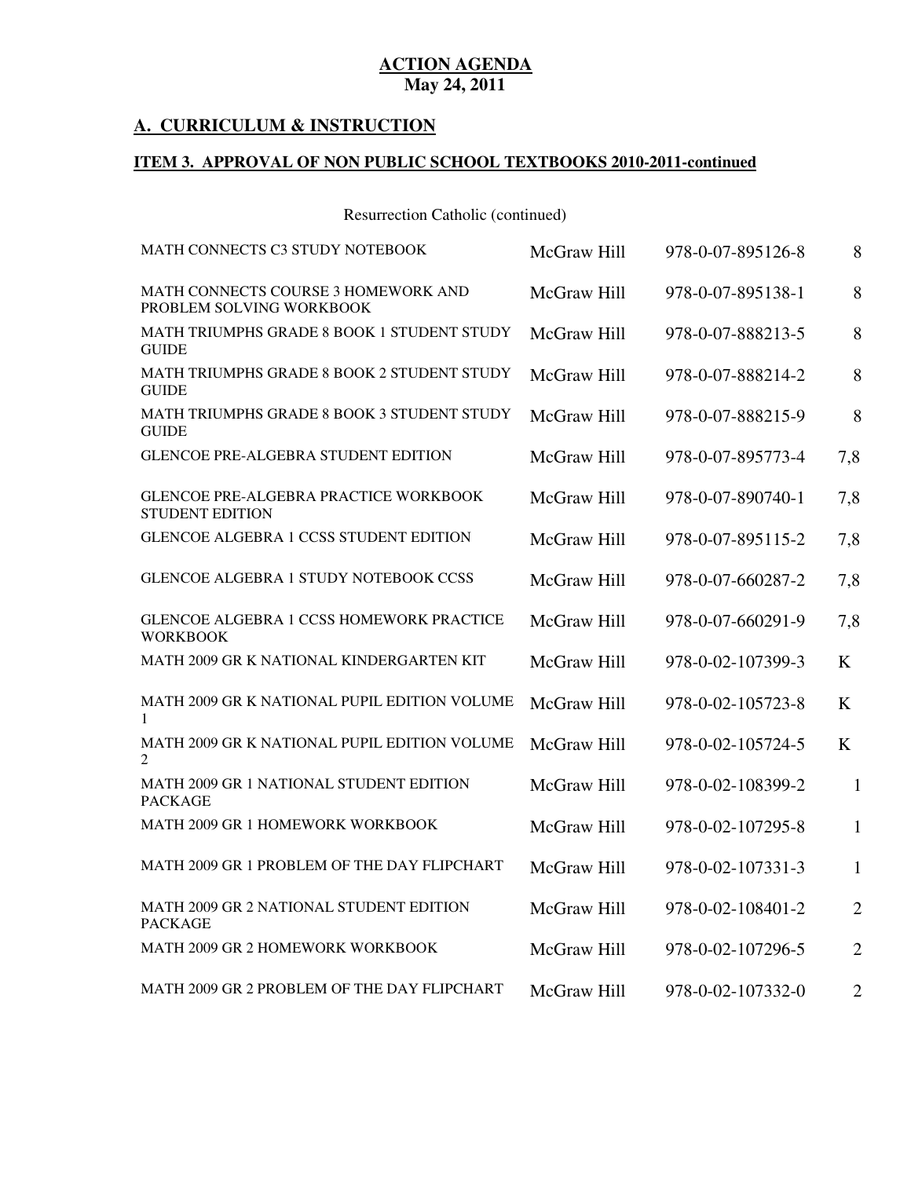**ACTION AGENDA**
**May 24, 2011**

## A. CURRICULUM & INSTRUCTION

### ITEM 3. APPROVAL OF NON PUBLIC SCHOOL TEXTBOOKS 2010-2011-continued

Resurrection Catholic (continued)

| | | | |
|---|---|---|---|
| MATH CONNECTS C3 STUDY NOTEBOOK | McGraw Hill | 978-0-07-895126-8 | 8 |
| MATH CONNECTS COURSE 3 HOMEWORK AND PROBLEM SOLVING WORKBOOK | McGraw Hill | 978-0-07-895138-1 | 8 |
| MATH TRIUMPHS GRADE 8 BOOK 1 STUDENT STUDY GUIDE | McGraw Hill | 978-0-07-888213-5 | 8 |
| MATH TRIUMPHS GRADE 8 BOOK 2 STUDENT STUDY GUIDE | McGraw Hill | 978-0-07-888214-2 | 8 |
| MATH TRIUMPHS GRADE 8 BOOK 3 STUDENT STUDY GUIDE | McGraw Hill | 978-0-07-888215-9 | 8 |
| GLENCOE PRE-ALGEBRA STUDENT EDITION | McGraw Hill | 978-0-07-895773-4 | 7,8 |
| GLENCOE PRE-ALGEBRA PRACTICE WORKBOOK STUDENT EDITION | McGraw Hill | 978-0-07-890740-1 | 7,8 |
| GLENCOE ALGEBRA 1 CCSS STUDENT EDITION | McGraw Hill | 978-0-07-895115-2 | 7,8 |
| GLENCOE ALGEBRA 1 STUDY NOTEBOOK CCSS | McGraw Hill | 978-0-07-660287-2 | 7,8 |
| GLENCOE ALGEBRA 1 CCSS HOMEWORK PRACTICE WORKBOOK | McGraw Hill | 978-0-07-660291-9 | 7,8 |
| MATH 2009 GR K NATIONAL KINDERGARTEN KIT | McGraw Hill | 978-0-02-107399-3 | K |
| MATH 2009 GR K NATIONAL PUPIL EDITION VOLUME 1 | McGraw Hill | 978-0-02-105723-8 | K |
| MATH 2009 GR K NATIONAL PUPIL EDITION VOLUME 2 | McGraw Hill | 978-0-02-105724-5 | K |
| MATH 2009 GR 1 NATIONAL STUDENT EDITION PACKAGE | McGraw Hill | 978-0-02-108399-2 | 1 |
| MATH 2009 GR 1 HOMEWORK WORKBOOK | McGraw Hill | 978-0-02-107295-8 | 1 |
| MATH 2009 GR 1 PROBLEM OF THE DAY FLIPCHART | McGraw Hill | 978-0-02-107331-3 | 1 |
| MATH 2009 GR 2 NATIONAL STUDENT EDITION PACKAGE | McGraw Hill | 978-0-02-108401-2 | 2 |
| MATH 2009 GR 2 HOMEWORK WORKBOOK | McGraw Hill | 978-0-02-107296-5 | 2 |
| MATH 2009 GR 2 PROBLEM OF THE DAY FLIPCHART | McGraw Hill | 978-0-02-107332-0 | 2 |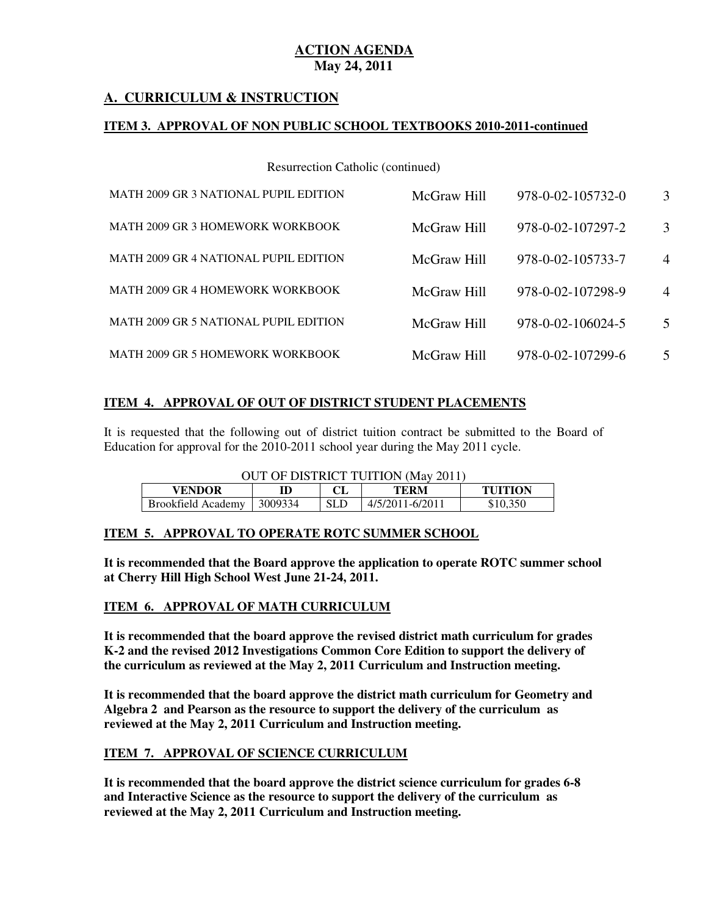# ACTION AGENDA
**May 24, 2011**

## A. CURRICULUM & INSTRUCTION

### ITEM 3. APPROVAL OF NON PUBLIC SCHOOL TEXTBOOKS 2010-2011-continued

Resurrection Catholic (continued)

| | | | |
|---|---|---|---|
| MATH 2009 GR 3 NATIONAL PUPIL EDITION | McGraw Hill | 978-0-02-105732-0 | 3 |
| MATH 2009 GR 3 HOMEWORK WORKBOOK | McGraw Hill | 978-0-02-107297-2 | 3 |
| MATH 2009 GR 4 NATIONAL PUPIL EDITION | McGraw Hill | 978-0-02-105733-7 | 4 |
| MATH 2009 GR 4 HOMEWORK WORKBOOK | McGraw Hill | 978-0-02-107298-9 | 4 |
| MATH 2009 GR 5 NATIONAL PUPIL EDITION | McGraw Hill | 978-0-02-106024-5 | 5 |
| MATH 2009 GR 5 HOMEWORK WORKBOOK | McGraw Hill | 978-0-02-107299-6 | 5 |

### ITEM 4. APPROVAL OF OUT OF DISTRICT STUDENT PLACEMENTS

It is requested that the following out of district tuition contract be submitted to the Board of Education for approval for the 2010-2011 school year during the May 2011 cycle.

OUT OF DISTRICT TUITION (May 2011)

| VENDOR | ID | CL | TERM | TUITION |
|---|---|---|---|---|
| Brookfield Academy | 3009334 | SLD | 4/5/2011-6/2011 | $10,350 |

### ITEM 5. APPROVAL TO OPERATE ROTC SUMMER SCHOOL

**It is recommended that the Board approve the application to operate ROTC summer school at Cherry Hill High School West June 21-24, 2011.**

### ITEM 6. APPROVAL OF MATH CURRICULUM

**It is recommended that the board approve the revised district math curriculum for grades K-2 and the revised 2012 Investigations Common Core Edition to support the delivery of the curriculum as reviewed at the May 2, 2011 Curriculum and Instruction meeting.**

**It is recommended that the board approve the district math curriculum for Geometry and Algebra 2 and Pearson as the resource to support the delivery of the curriculum as reviewed at the May 2, 2011 Curriculum and Instruction meeting.**

### ITEM 7. APPROVAL OF SCIENCE CURRICULUM

**It is recommended that the board approve the district science curriculum for grades 6-8 and Interactive Science as the resource to support the delivery of the curriculum as reviewed at the May 2, 2011 Curriculum and Instruction meeting.**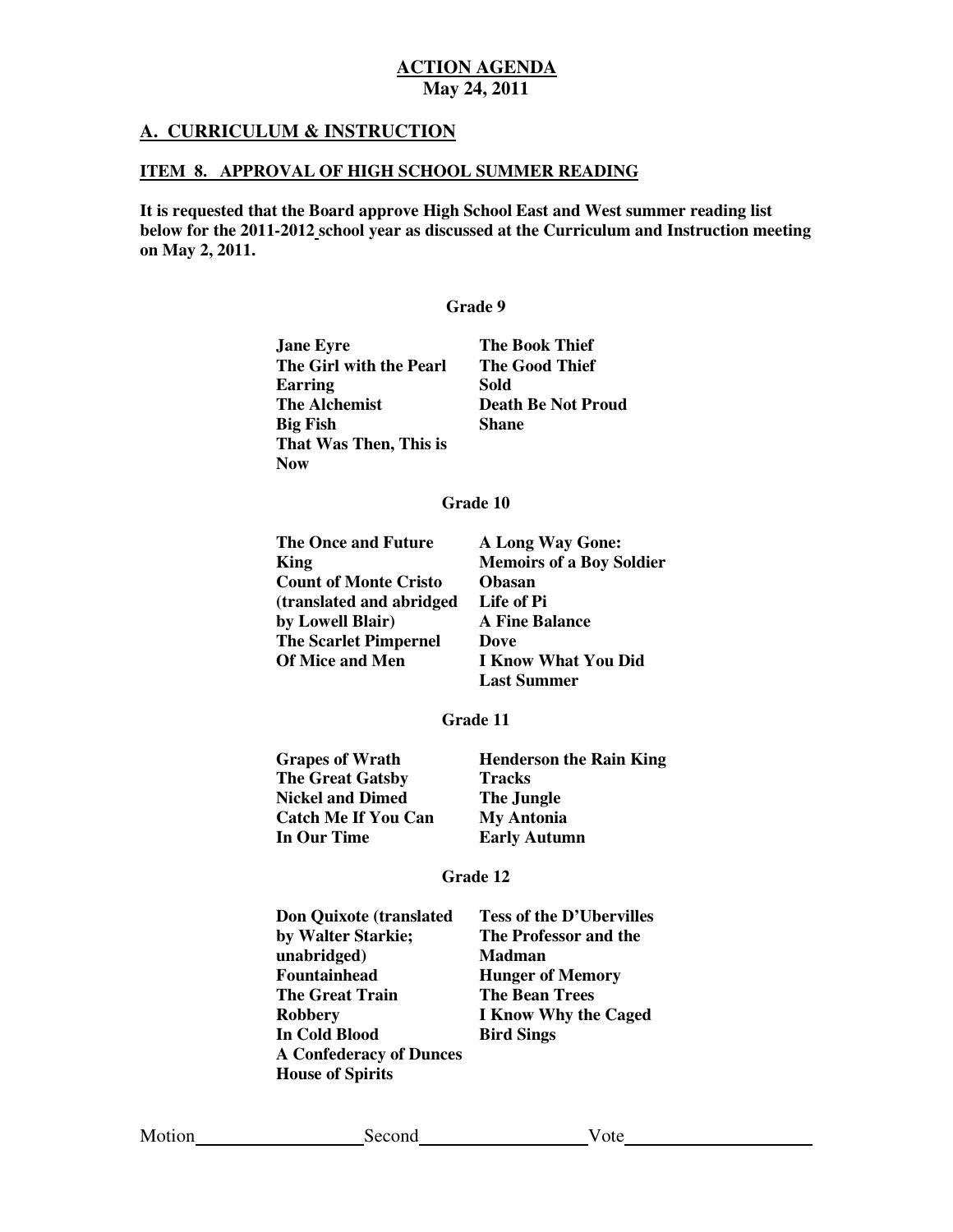**ACTION AGENDA**
**May 24, 2011**

## A. CURRICULUM & INSTRUCTION

### ITEM 8. APPROVAL OF HIGH SCHOOL SUMMER READING

**It is requested that the Board approve High School East and West summer reading list below for the 2011-2012 school year as discussed at the Curriculum and Instruction meeting on May 2, 2011.**

**Grade 9**

- **Jane Eyre**
- **The Girl with the Pearl Earring**
- **The Alchemist**
- **Big Fish**
- **That Was Then, This is Now**
- **The Book Thief**
- **The Good Thief**
- **Sold**
- **Death Be Not Proud**
- **Shane**

**Grade 10**

- **The Once and Future King**
- **Count of Monte Cristo (translated and abridged by Lowell Blair)**
- **The Scarlet Pimpernel**
- **Of Mice and Men**
- **A Long Way Gone: Memoirs of a Boy Soldier**
- **Obasan**
- **Life of Pi**
- **A Fine Balance**
- **Dove**
- **I Know What You Did Last Summer**

**Grade 11**

- **Grapes of Wrath**
- **The Great Gatsby**
- **Nickel and Dimed**
- **Catch Me If You Can**
- **In Our Time**
- **Henderson the Rain King**
- **Tracks**
- **The Jungle**
- **My Antonia**
- **Early Autumn**

**Grade 12**

- **Don Quixote (translated by Walter Starkie; unabridged)**
- **Fountainhead**
- **The Great Train Robbery**
- **In Cold Blood**
- **A Confederacy of Dunces**
- **House of Spirits**
- **Tess of the D'Ubervilles**
- **The Professor and the Madman**
- **Hunger of Memory**
- **The Bean Trees**
- **I Know Why the Caged Bird Sings**

Motion\_\_\_\_\_\_\_\_\_\_\_\_\_\_\_\_\_\_ Second\_\_\_\_\_\_\_\_\_\_\_\_\_\_\_\_\_\_ Vote\_\_\_\_\_\_\_\_\_\_\_\_\_\_\_\_\_\_\_\_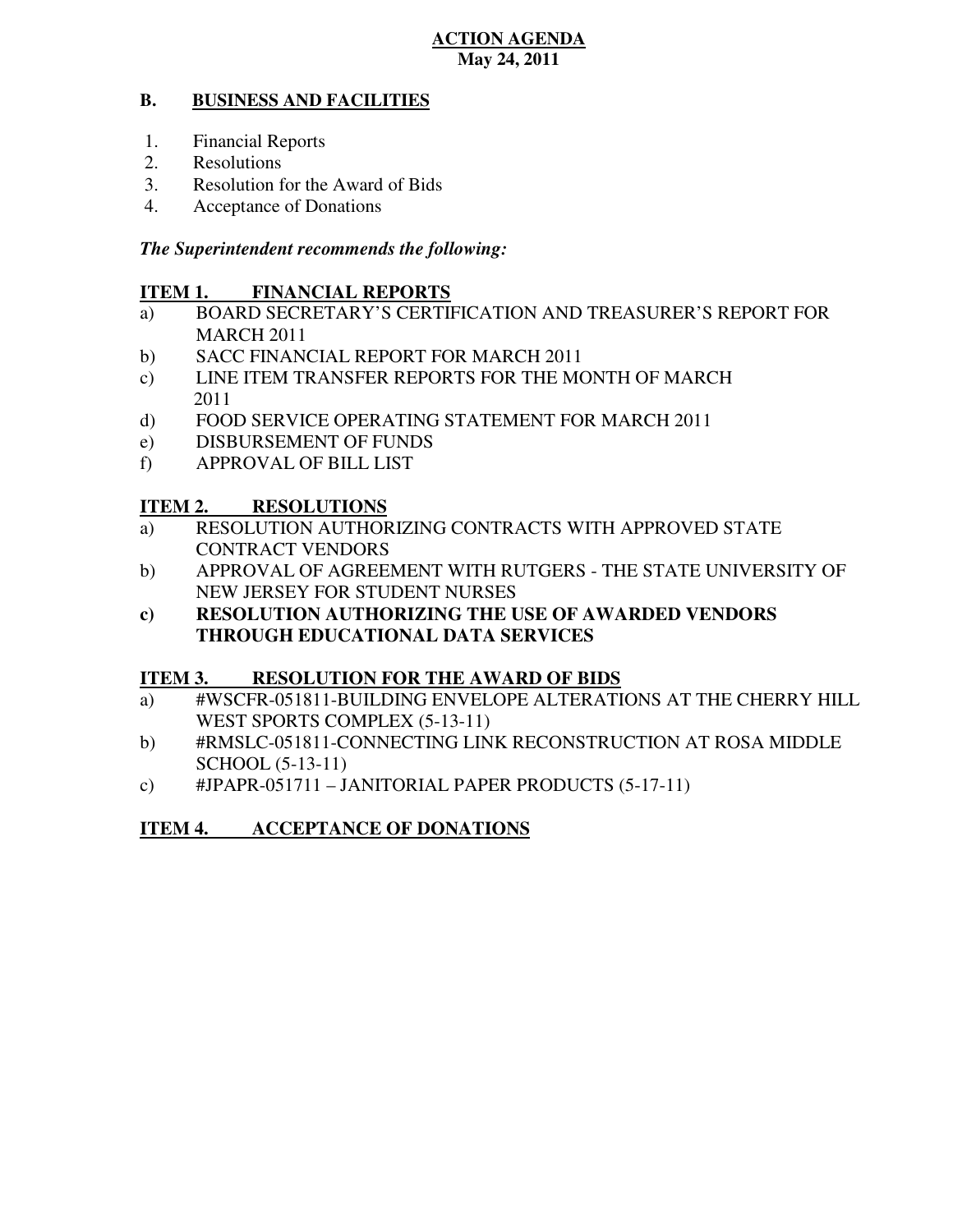**ACTION AGENDA**
**May 24, 2011**

## B. BUSINESS AND FACILITIES

1. Financial Reports
2. Resolutions
3. Resolution for the Award of Bids
4. Acceptance of Donations

***The Superintendent recommends the following:***

### ITEM 1. FINANCIAL REPORTS

a) BOARD SECRETARY'S CERTIFICATION AND TREASURER'S REPORT FOR MARCH 2011
b) SACC FINANCIAL REPORT FOR MARCH 2011
c) LINE ITEM TRANSFER REPORTS FOR THE MONTH OF MARCH 2011
d) FOOD SERVICE OPERATING STATEMENT FOR MARCH 2011
e) DISBURSEMENT OF FUNDS
f) APPROVAL OF BILL LIST

### ITEM 2. RESOLUTIONS

a) RESOLUTION AUTHORIZING CONTRACTS WITH APPROVED STATE CONTRACT VENDORS
b) APPROVAL OF AGREEMENT WITH RUTGERS - THE STATE UNIVERSITY OF NEW JERSEY FOR STUDENT NURSES
**c) RESOLUTION AUTHORIZING THE USE OF AWARDED VENDORS THROUGH EDUCATIONAL DATA SERVICES**

### ITEM 3. RESOLUTION FOR THE AWARD OF BIDS

a) #WSCFR-051811-BUILDING ENVELOPE ALTERATIONS AT THE CHERRY HILL WEST SPORTS COMPLEX (5-13-11)
b) #RMSLC-051811-CONNECTING LINK RECONSTRUCTION AT ROSA MIDDLE SCHOOL (5-13-11)
c) #JPAPR-051711 – JANITORIAL PAPER PRODUCTS (5-17-11)

### ITEM 4. ACCEPTANCE OF DONATIONS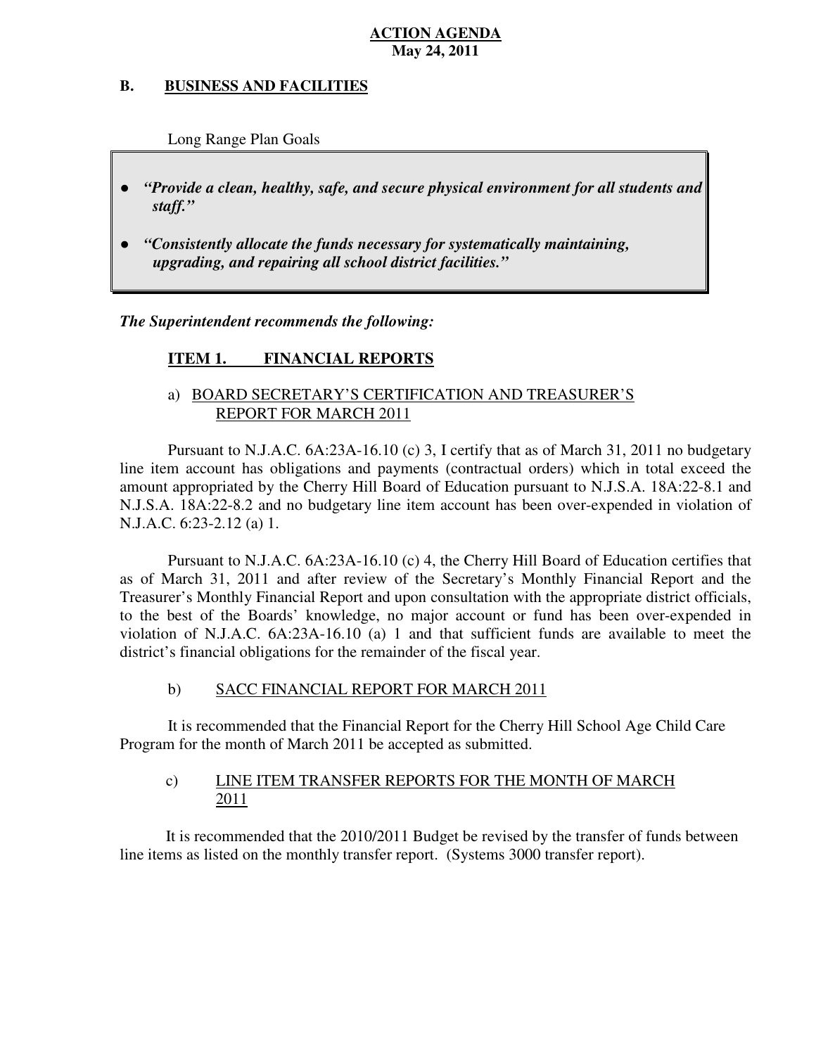**ACTION AGENDA**
**May 24, 2011**

## B. BUSINESS AND FACILITIES

Long Range Plan Goals

- ***"Provide a clean, healthy, safe, and secure physical environment for all students and staff."***
- ***"Consistently allocate the funds necessary for systematically maintaining, upgrading, and repairing all school district facilities."***

***The Superintendent recommends the following:***

### ITEM 1. FINANCIAL REPORTS

a) BOARD SECRETARY'S CERTIFICATION AND TREASURER'S REPORT FOR MARCH 2011

Pursuant to N.J.A.C. 6A:23A-16.10 (c) 3, I certify that as of March 31, 2011 no budgetary line item account has obligations and payments (contractual orders) which in total exceed the amount appropriated by the Cherry Hill Board of Education pursuant to N.J.S.A. 18A:22-8.1 and N.J.S.A. 18A:22-8.2 and no budgetary line item account has been over-expended in violation of N.J.A.C. 6:23-2.12 (a) 1.

Pursuant to N.J.A.C. 6A:23A-16.10 (c) 4, the Cherry Hill Board of Education certifies that as of March 31, 2011 and after review of the Secretary's Monthly Financial Report and the Treasurer's Monthly Financial Report and upon consultation with the appropriate district officials, to the best of the Boards' knowledge, no major account or fund has been over-expended in violation of N.J.A.C. 6A:23A-16.10 (a) 1 and that sufficient funds are available to meet the district's financial obligations for the remainder of the fiscal year.

b) SACC FINANCIAL REPORT FOR MARCH 2011

It is recommended that the Financial Report for the Cherry Hill School Age Child Care Program for the month of March 2011 be accepted as submitted.

c) LINE ITEM TRANSFER REPORTS FOR THE MONTH OF MARCH 2011

It is recommended that the 2010/2011 Budget be revised by the transfer of funds between line items as listed on the monthly transfer report. (Systems 3000 transfer report).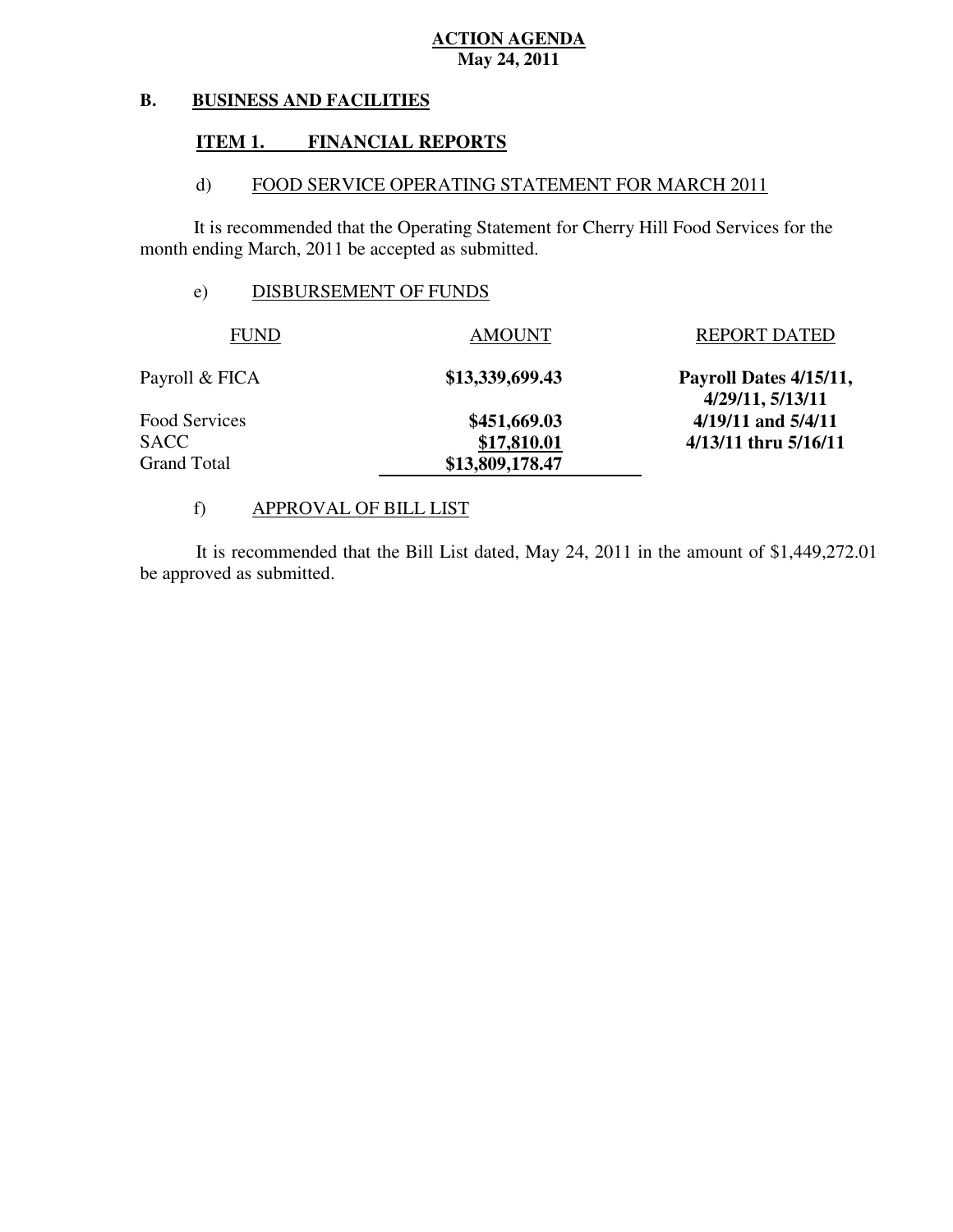**ACTION AGENDA**
**May 24, 2011**

## B. BUSINESS AND FACILITIES

### ITEM 1. FINANCIAL REPORTS

d) FOOD SERVICE OPERATING STATEMENT FOR MARCH 2011

It is recommended that the Operating Statement for Cherry Hill Food Services for the month ending March, 2011 be accepted as submitted.

e) DISBURSEMENT OF FUNDS

| FUND | AMOUNT | REPORT DATED |
|---|---|---|
| Payroll & FICA | **$13,339,699.43** | **Payroll Dates 4/15/11, 4/29/11, 5/13/11** |
| Food Services | **$451,669.03** | **4/19/11 and 5/4/11** |
| SACC | **$17,810.01** | **4/13/11 thru 5/16/11** |
| Grand Total | **$13,809,178.47** | |

f) APPROVAL OF BILL LIST

It is recommended that the Bill List dated, May 24, 2011 in the amount of $1,449,272.01 be approved as submitted.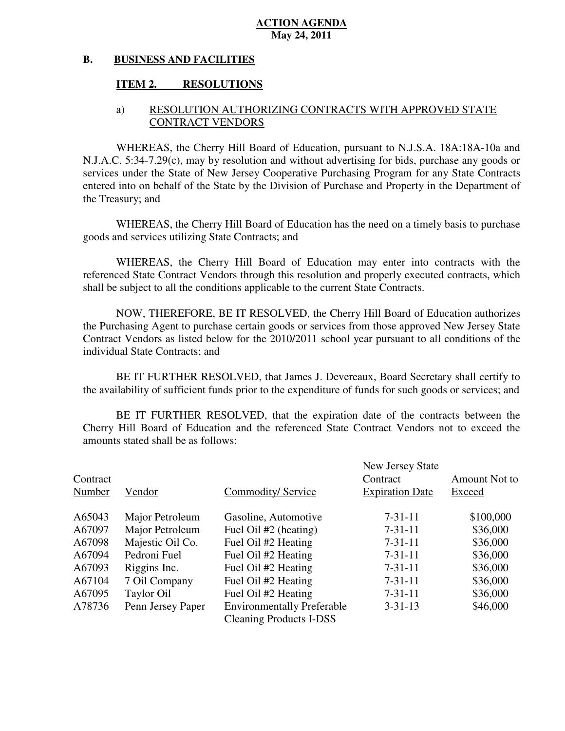**ACTION AGENDA**
**May 24, 2011**

**B. BUSINESS AND FACILITIES**

**ITEM 2. RESOLUTIONS**

a) RESOLUTION AUTHORIZING CONTRACTS WITH APPROVED STATE CONTRACT VENDORS

WHEREAS, the Cherry Hill Board of Education, pursuant to N.J.S.A. 18A:18A-10a and N.J.A.C. 5:34-7.29(c), may by resolution and without advertising for bids, purchase any goods or services under the State of New Jersey Cooperative Purchasing Program for any State Contracts entered into on behalf of the State by the Division of Purchase and Property in the Department of the Treasury; and

WHEREAS, the Cherry Hill Board of Education has the need on a timely basis to purchase goods and services utilizing State Contracts; and

WHEREAS, the Cherry Hill Board of Education may enter into contracts with the referenced State Contract Vendors through this resolution and properly executed contracts, which shall be subject to all the conditions applicable to the current State Contracts.

NOW, THEREFORE, BE IT RESOLVED, the Cherry Hill Board of Education authorizes the Purchasing Agent to purchase certain goods or services from those approved New Jersey State Contract Vendors as listed below for the 2010/2011 school year pursuant to all conditions of the individual State Contracts; and

BE IT FURTHER RESOLVED, that James J. Devereaux, Board Secretary shall certify to the availability of sufficient funds prior to the expenditure of funds for such goods or services; and

BE IT FURTHER RESOLVED, that the expiration date of the contracts between the Cherry Hill Board of Education and the referenced State Contract Vendors not to exceed the amounts stated shall be as follows:

| Contract Number | Vendor | Commodity/ Service | New Jersey State Contract Expiration Date | Amount Not to Exceed |
|---|---|---|---|---|
| A65043 | Major Petroleum | Gasoline, Automotive | 7-31-11 | $100,000 |
| A67097 | Major Petroleum | Fuel Oil #2 (heating) | 7-31-11 | $36,000 |
| A67098 | Majestic Oil Co. | Fuel Oil #2 Heating | 7-31-11 | $36,000 |
| A67094 | Pedroni Fuel | Fuel Oil #2 Heating | 7-31-11 | $36,000 |
| A67093 | Riggins Inc. | Fuel Oil #2 Heating | 7-31-11 | $36,000 |
| A67104 | 7 Oil Company | Fuel Oil #2 Heating | 7-31-11 | $36,000 |
| A67095 | Taylor Oil | Fuel Oil #2 Heating | 7-31-11 | $36,000 |
| A78736 | Penn Jersey Paper | Environmentally Preferable Cleaning Products I-DSS | 3-31-13 | $46,000 |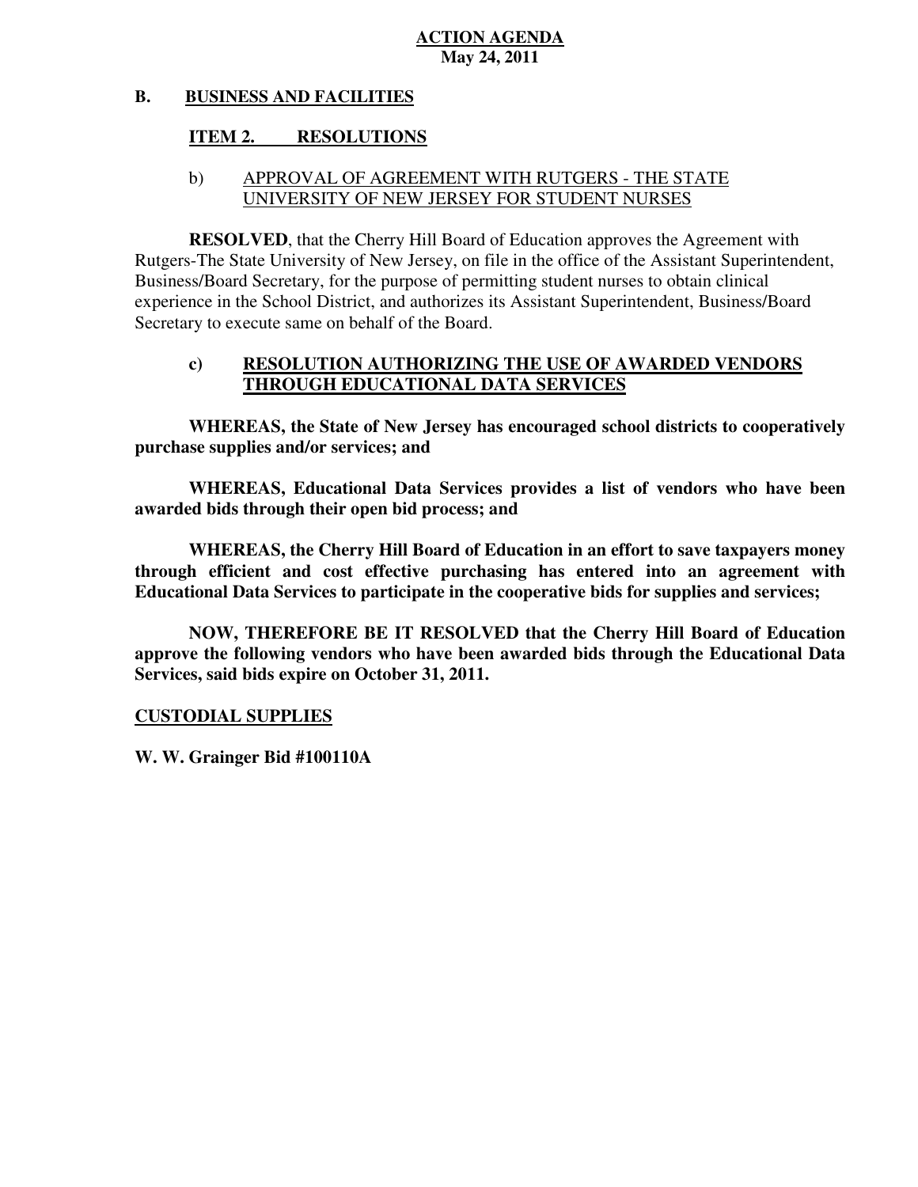**ACTION AGENDA**
**May 24, 2011**

**B. BUSINESS AND FACILITIES**

**ITEM 2. RESOLUTIONS**

b) APPROVAL OF AGREEMENT WITH RUTGERS - THE STATE UNIVERSITY OF NEW JERSEY FOR STUDENT NURSES

**RESOLVED**, that the Cherry Hill Board of Education approves the Agreement with Rutgers-The State University of New Jersey, on file in the office of the Assistant Superintendent, Business/Board Secretary, for the purpose of permitting student nurses to obtain clinical experience in the School District, and authorizes its Assistant Superintendent, Business/Board Secretary to execute same on behalf of the Board.

**c) RESOLUTION AUTHORIZING THE USE OF AWARDED VENDORS THROUGH EDUCATIONAL DATA SERVICES**

**WHEREAS, the State of New Jersey has encouraged school districts to cooperatively purchase supplies and/or services; and**

**WHEREAS, Educational Data Services provides a list of vendors who have been awarded bids through their open bid process; and**

**WHEREAS, the Cherry Hill Board of Education in an effort to save taxpayers money through efficient and cost effective purchasing has entered into an agreement with Educational Data Services to participate in the cooperative bids for supplies and services;**

**NOW, THEREFORE BE IT RESOLVED that the Cherry Hill Board of Education approve the following vendors who have been awarded bids through the Educational Data Services, said bids expire on October 31, 2011.**

**CUSTODIAL SUPPLIES**

**W. W. Grainger Bid #100110A**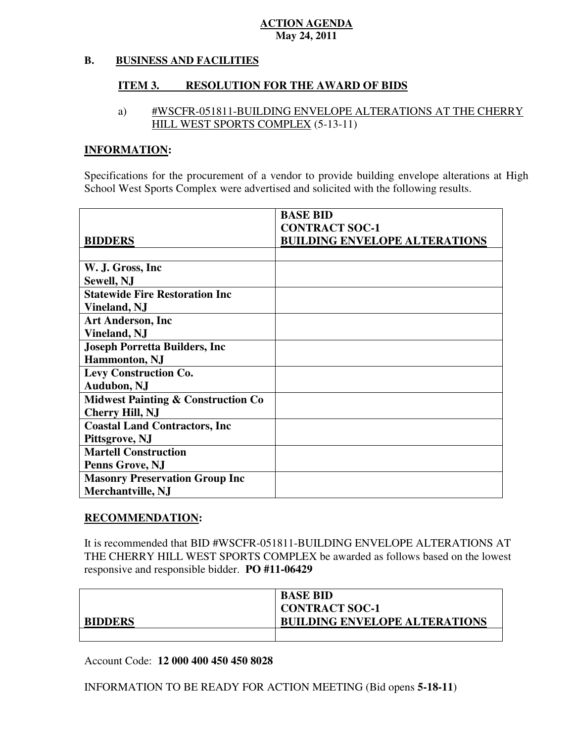**ACTION AGENDA**
**May 24, 2011**

## B. BUSINESS AND FACILITIES

### ITEM 3. RESOLUTION FOR THE AWARD OF BIDS

a) #WSCFR-051811-BUILDING ENVELOPE ALTERATIONS AT THE CHERRY HILL WEST SPORTS COMPLEX (5-13-11)

**INFORMATION:**

Specifications for the procurement of a vendor to provide building envelope alterations at High School West Sports Complex were advertised and solicited with the following results.

| BIDDERS | BASE BID<br>CONTRACT SOC-1<br>BUILDING ENVELOPE ALTERATIONS |
|---|---|
| | |
| **W. J. Gross, Inc**<br>**Sewell, NJ** | |
| **Statewide Fire Restoration Inc**<br>**Vineland, NJ** | |
| **Art Anderson, Inc**<br>**Vineland, NJ** | |
| **Joseph Porretta Builders, Inc**<br>**Hammonton, NJ** | |
| **Levy Construction Co.**<br>**Audubon, NJ** | |
| **Midwest Painting & Construction Co**<br>**Cherry Hill, NJ** | |
| **Coastal Land Contractors, Inc**<br>**Pittsgrove, NJ** | |
| **Martell Construction**<br>**Penns Grove, NJ** | |
| **Masonry Preservation Group Inc**<br>**Merchantville, NJ** | |

**RECOMMENDATION:**

It is recommended that BID #WSCFR-051811-BUILDING ENVELOPE ALTERATIONS AT THE CHERRY HILL WEST SPORTS COMPLEX be awarded as follows based on the lowest responsive and responsible bidder. **PO #11-06429**

| BIDDERS | BASE BID<br>CONTRACT SOC-1<br>BUILDING ENVELOPE ALTERATIONS |
|---|---|
| | |

Account Code: **12 000 400 450 450 8028**

INFORMATION TO BE READY FOR ACTION MEETING (Bid opens **5-18-11**)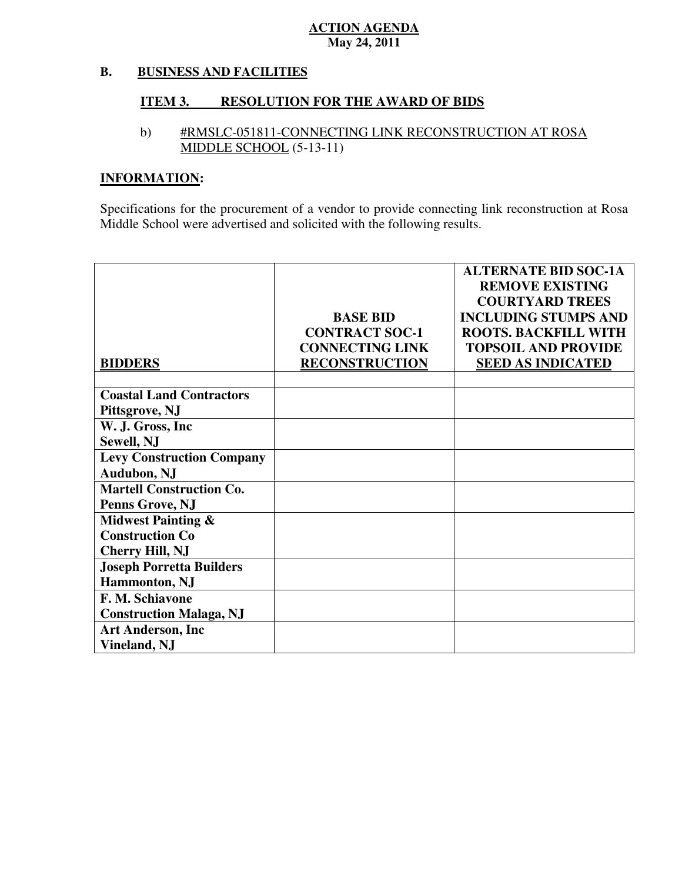**ACTION AGENDA**
**May 24, 2011**

**B. BUSINESS AND FACILITIES**

**ITEM 3. RESOLUTION FOR THE AWARD OF BIDS**

b) #RMSLC-051811-CONNECTING LINK RECONSTRUCTION AT ROSA MIDDLE SCHOOL (5-13-11)

**INFORMATION:**

Specifications for the procurement of a vendor to provide connecting link reconstruction at Rosa Middle School were advertised and solicited with the following results.

| BIDDERS | BASE BID CONTRACT SOC-1 CONNECTING LINK RECONSTRUCTION | ALTERNATE BID SOC-1A REMOVE EXISTING COURTYARD TREES INCLUDING STUMPS AND ROOTS. BACKFILL WITH TOPSOIL AND PROVIDE SEED AS INDICATED |
|---|---|---|
| | | |
| **Coastal Land Contractors Pittsgrove, NJ** | | |
| **W. J. Gross, Inc Sewell, NJ** | | |
| **Levy Construction Company Audubon, NJ** | | |
| **Martell Construction Co. Penns Grove, NJ** | | |
| **Midwest Painting & Construction Co Cherry Hill, NJ** | | |
| **Joseph Porretta Builders Hammonton, NJ** | | |
| **F. M. Schiavone Construction Malaga, NJ** | | |
| **Art Anderson, Inc Vineland, NJ** | | |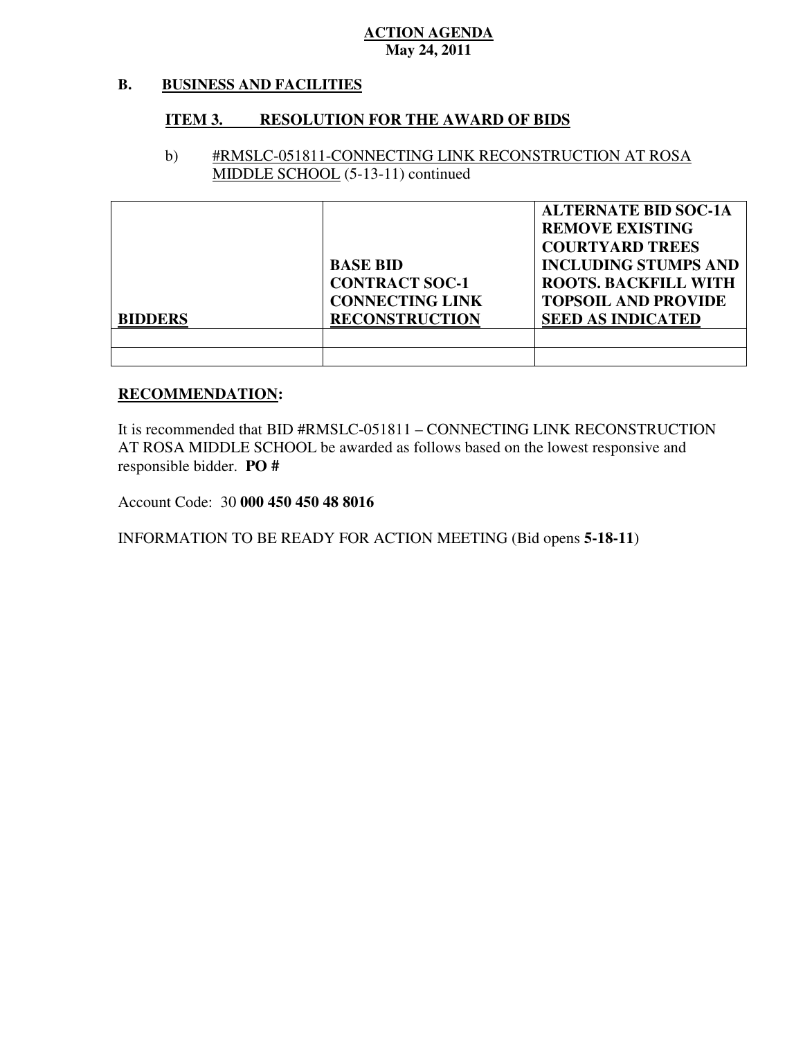**ACTION AGENDA**
**May 24, 2011**

## B. BUSINESS AND FACILITIES

### ITEM 3. RESOLUTION FOR THE AWARD OF BIDS

b) #RMSLC-051811-CONNECTING LINK RECONSTRUCTION AT ROSA MIDDLE SCHOOL (5-13-11) continued

| BIDDERS | BASE BID CONTRACT SOC-1 CONNECTING LINK RECONSTRUCTION | ALTERNATE BID SOC-1A REMOVE EXISTING COURTYARD TREES INCLUDING STUMPS AND ROOTS. BACKFILL WITH TOPSOIL AND PROVIDE SEED AS INDICATED |
|---|---|---|
| | | |
| | | |

**RECOMMENDATION:**

It is recommended that BID #RMSLC-051811 – CONNECTING LINK RECONSTRUCTION AT ROSA MIDDLE SCHOOL be awarded as follows based on the lowest responsive and responsible bidder. **PO #**

Account Code: 30 **000 450 450 48 8016**

INFORMATION TO BE READY FOR ACTION MEETING (Bid opens **5-18-11**)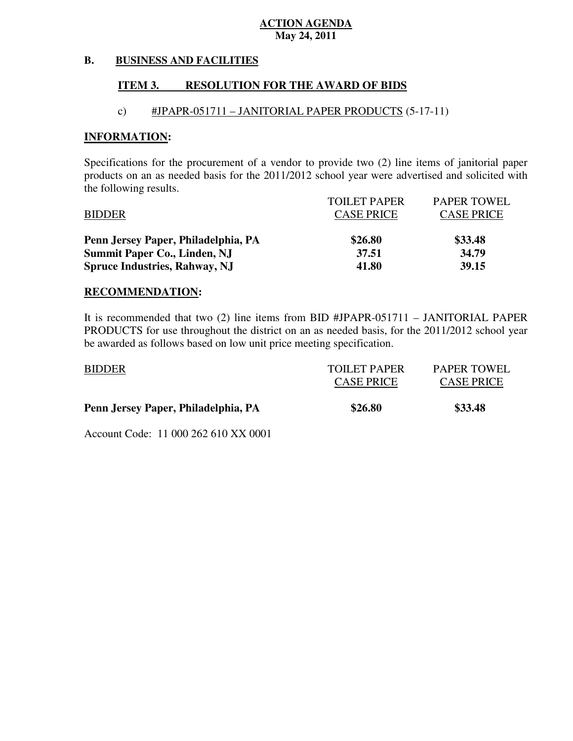**ACTION AGENDA**
**May 24, 2011**

## B. BUSINESS AND FACILITIES

### ITEM 3. RESOLUTION FOR THE AWARD OF BIDS

c) #JPAPR-051711 – JANITORIAL PAPER PRODUCTS (5-17-11)

**INFORMATION:**

Specifications for the procurement of a vendor to provide two (2) line items of janitorial paper products on an as needed basis for the 2011/2012 school year were advertised and solicited with the following results.

| BIDDER | TOILET PAPER CASE PRICE | PAPER TOWEL CASE PRICE |
|---|---|---|
| **Penn Jersey Paper, Philadelphia, PA** | **$26.80** | **$33.48** |
| **Summit Paper Co., Linden, NJ** | **37.51** | **34.79** |
| **Spruce Industries, Rahway, NJ** | **41.80** | **39.15** |

**RECOMMENDATION:**

It is recommended that two (2) line items from BID #JPAPR-051711 – JANITORIAL PAPER PRODUCTS for use throughout the district on an as needed basis, for the 2011/2012 school year be awarded as follows based on low unit price meeting specification.

| BIDDER | TOILET PAPER CASE PRICE | PAPER TOWEL CASE PRICE |
|---|---|---|
| **Penn Jersey Paper, Philadelphia, PA** | **$26.80** | **$33.48** |

Account Code: 11 000 262 610 XX 0001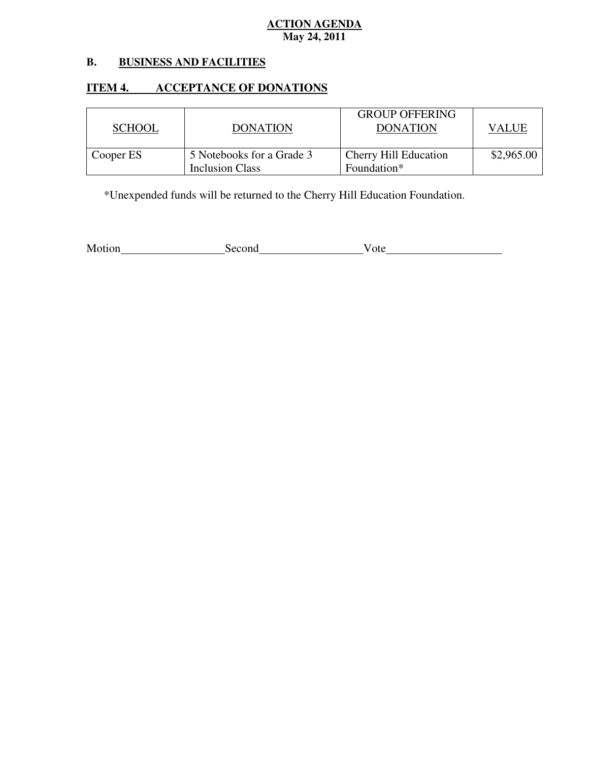**ACTION AGENDA**
**May 24, 2011**

## B. BUSINESS AND FACILITIES

### ITEM 4. ACCEPTANCE OF DONATIONS

| SCHOOL | DONATION | GROUP OFFERING DONATION | VALUE |
|---|---|---|---|
| Cooper ES | 5 Notebooks for a Grade 3 Inclusion Class | Cherry Hill Education Foundation* | $2,965.00 |

*Unexpended funds will be returned to the Cherry Hill Education Foundation.

Motion__________________ Second__________________ Vote____________________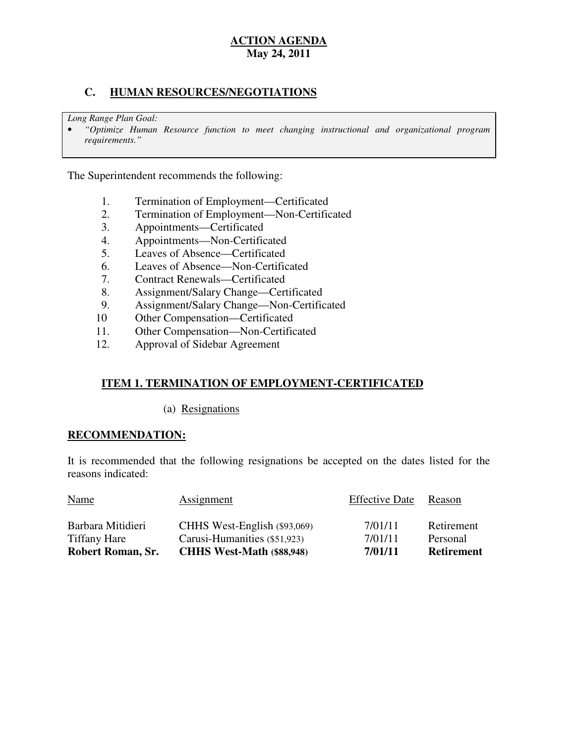**ACTION AGENDA**
**May 24, 2011**

## C. HUMAN RESOURCES/NEGOTIATIONS

*Long Range Plan Goal:*

- *"Optimize Human Resource function to meet changing instructional and organizational program requirements."*

The Superintendent recommends the following:

1. Termination of Employment—Certificated
2. Termination of Employment—Non-Certificated
3. Appointments—Certificated
4. Appointments—Non-Certificated
5. Leaves of Absence—Certificated
6. Leaves of Absence—Non-Certificated
7. Contract Renewals—Certificated
8. Assignment/Salary Change—Certificated
9. Assignment/Salary Change—Non-Certificated
10. Other Compensation—Certificated
11. Other Compensation—Non-Certificated
12. Approval of Sidebar Agreement

### ITEM 1. TERMINATION OF EMPLOYMENT-CERTIFICATED

(a) Resignations

**RECOMMENDATION:**

It is recommended that the following resignations be accepted on the dates listed for the reasons indicated:

| Name | Assignment | Effective Date | Reason |
|---|---|---|---|
| Barbara Mitidieri | CHHS West-English ($93,069) | 7/01/11 | Retirement |
| Tiffany Hare | Carusi-Humanities ($51,923) | 7/01/11 | Personal |
| **Robert Roman, Sr.** | **CHHS West-Math ($88,948)** | **7/01/11** | **Retirement** |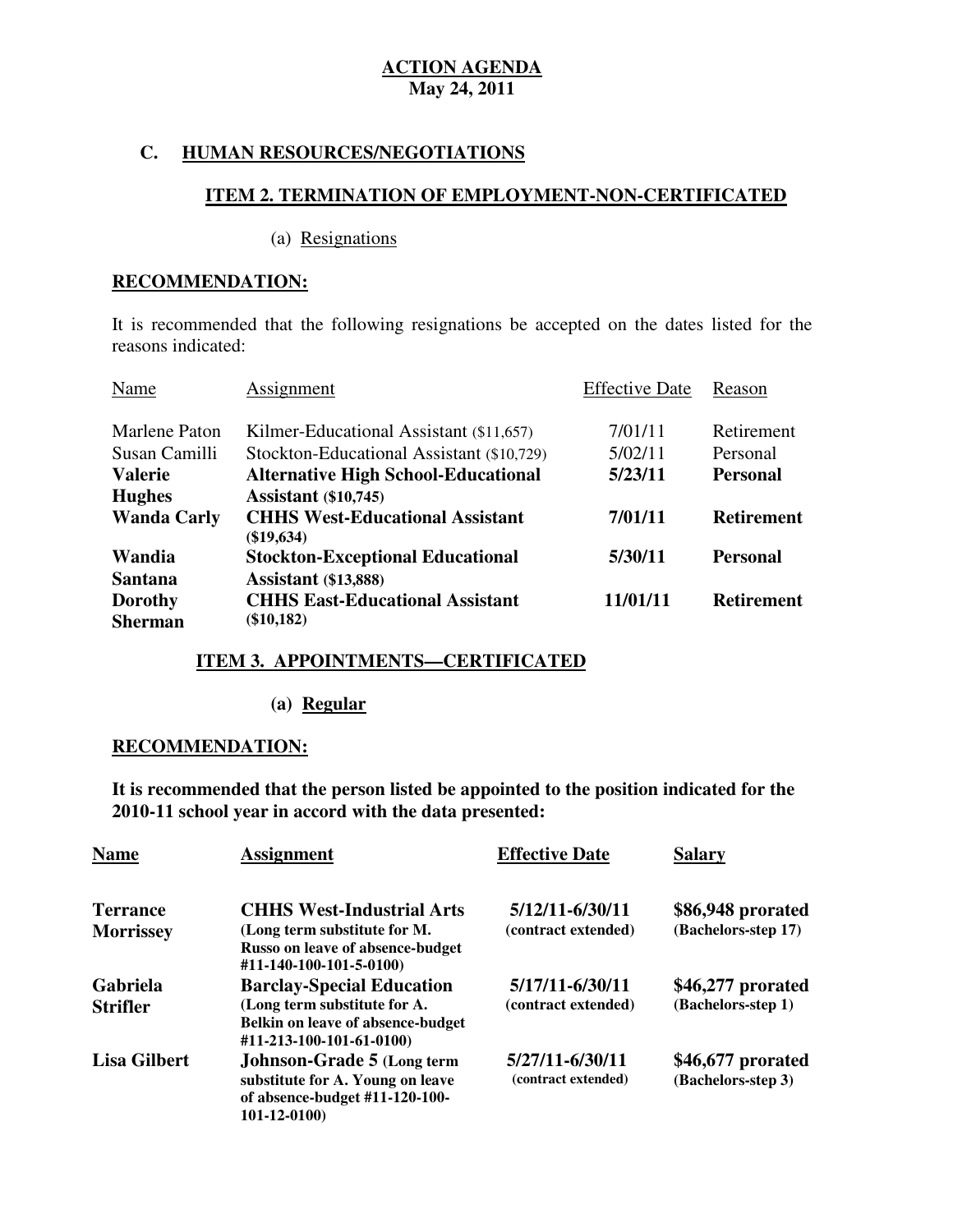## ACTION AGENDA
**May 24, 2011**

### C. HUMAN RESOURCES/NEGOTIATIONS

#### ITEM 2. TERMINATION OF EMPLOYMENT-NON-CERTIFICATED

(a) Resignations

**RECOMMENDATION:**

It is recommended that the following resignations be accepted on the dates listed for the reasons indicated:

| Name | Assignment | Effective Date | Reason |
|---|---|---|---|
| Marlene Paton | Kilmer-Educational Assistant ($11,657) | 7/01/11 | Retirement |
| Susan Camilli | Stockton-Educational Assistant ($10,729) | 5/02/11 | Personal |
| **Valerie Hughes** | **Alternative High School-Educational Assistant ($10,745)** | **5/23/11** | **Personal** |
| **Wanda Carly** | **CHHS West-Educational Assistant ($19,634)** | **7/01/11** | **Retirement** |
| **Wandia Santana** | **Stockton-Exceptional Educational Assistant ($13,888)** | **5/30/11** | **Personal** |
| **Dorothy Sherman** | **CHHS East-Educational Assistant ($10,182)** | **11/01/11** | **Retirement** |

#### ITEM 3. APPOINTMENTS—CERTIFICATED

**(a) Regular**

**RECOMMENDATION:**

**It is recommended that the person listed be appointed to the position indicated for the 2010-11 school year in accord with the data presented:**

| **Name** | **Assignment** | **Effective Date** | **Salary** |
|---|---|---|---|
| **Terrance Morrissey** | **CHHS West-Industrial Arts (Long term substitute for M. Russo on leave of absence-budget #11-140-100-101-5-0100)** | **5/12/11-6/30/11 (contract extended)** | **$86,948 prorated (Bachelors-step 17)** |
| **Gabriela Strifler** | **Barclay-Special Education (Long term substitute for A. Belkin on leave of absence-budget #11-213-100-101-61-0100)** | **5/17/11-6/30/11 (contract extended)** | **$46,277 prorated (Bachelors-step 1)** |
| **Lisa Gilbert** | **Johnson-Grade 5 (Long term substitute for A. Young on leave of absence-budget #11-120-100-101-12-0100)** | **5/27/11-6/30/11 (contract extended)** | **$46,677 prorated (Bachelors-step 3)** |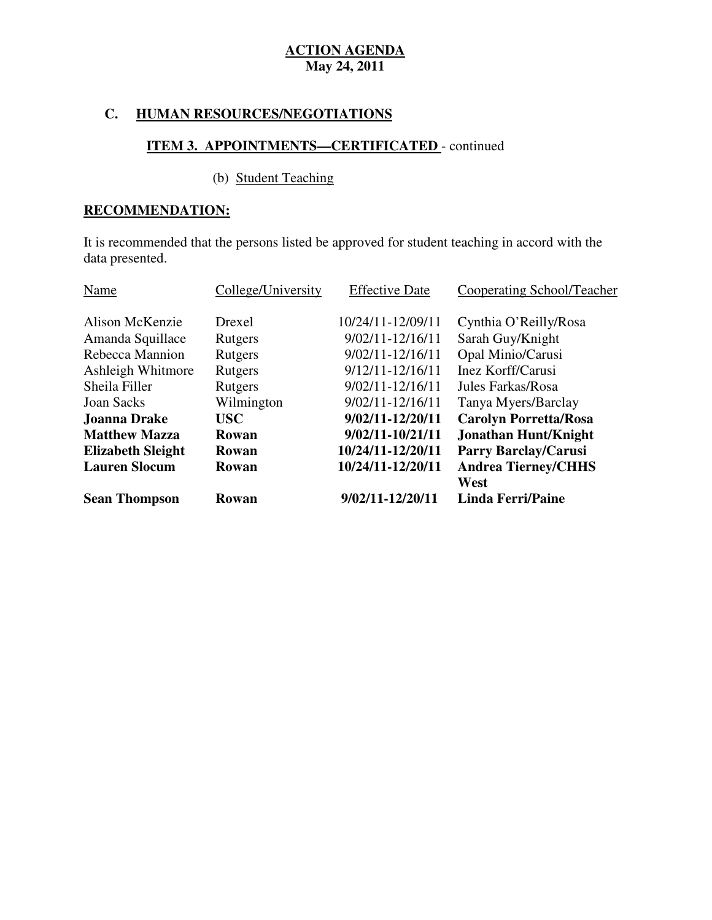**ACTION AGENDA**
**May 24, 2011**

## C. HUMAN RESOURCES/NEGOTIATIONS

### ITEM 3. APPOINTMENTS—CERTIFICATED - continued

(b) Student Teaching

**RECOMMENDATION:**

It is recommended that the persons listed be approved for student teaching in accord with the data presented.

| Name | College/University | Effective Date | Cooperating School/Teacher |
|---|---|---|---|
| Alison McKenzie | Drexel | 10/24/11-12/09/11 | Cynthia O'Reilly/Rosa |
| Amanda Squillace | Rutgers | 9/02/11-12/16/11 | Sarah Guy/Knight |
| Rebecca Mannion | Rutgers | 9/02/11-12/16/11 | Opal Minio/Carusi |
| Ashleigh Whitmore | Rutgers | 9/12/11-12/16/11 | Inez Korff/Carusi |
| Sheila Filler | Rutgers | 9/02/11-12/16/11 | Jules Farkas/Rosa |
| Joan Sacks | Wilmington | 9/02/11-12/16/11 | Tanya Myers/Barclay |
| **Joanna Drake** | **USC** | **9/02/11-12/20/11** | **Carolyn Porretta/Rosa** |
| **Matthew Mazza** | **Rowan** | **9/02/11-10/21/11** | **Jonathan Hunt/Knight** |
| **Elizabeth Sleight** | **Rowan** | **10/24/11-12/20/11** | **Parry Barclay/Carusi** |
| **Lauren Slocum** | **Rowan** | **10/24/11-12/20/11** | **Andrea Tierney/CHHS West** |
| **Sean Thompson** | **Rowan** | **9/02/11-12/20/11** | **Linda Ferri/Paine** |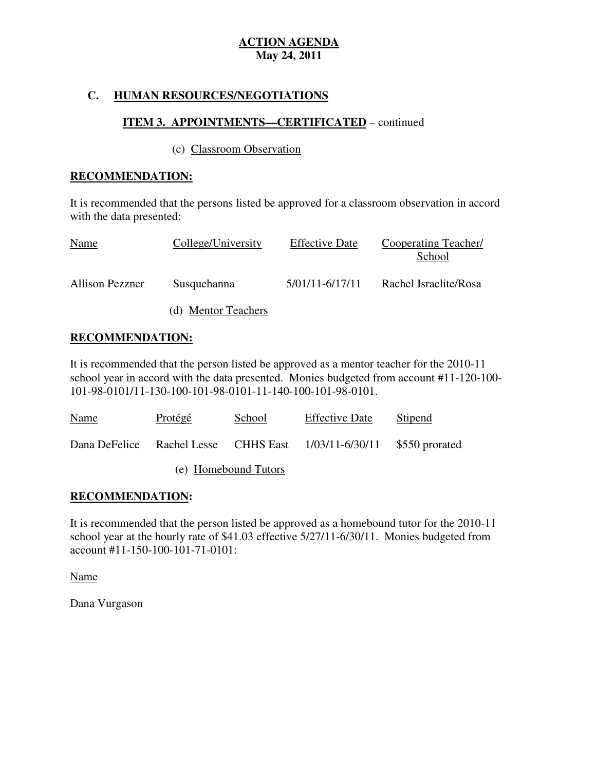**ACTION AGENDA**
**May 24, 2011**

## C. HUMAN RESOURCES/NEGOTIATIONS

### ITEM 3. APPOINTMENTS—CERTIFICATED – continued

(c) Classroom Observation

**RECOMMENDATION:**

It is recommended that the persons listed be approved for a classroom observation in accord with the data presented:

| Name | College/University | Effective Date | Cooperating Teacher/ School |
|---|---|---|---|
| Allison Pezzner | Susquehanna | 5/01/11-6/17/11 | Rachel Israelite/Rosa |

(d) Mentor Teachers

**RECOMMENDATION:**

It is recommended that the person listed be approved as a mentor teacher for the 2010-11 school year in accord with the data presented. Monies budgeted from account #11-120-100-101-98-0101/11-130-100-101-98-0101-11-140-100-101-98-0101.

| Name | Protégé | School | Effective Date | Stipend |
|---|---|---|---|---|
| Dana DeFelice | Rachel Lesse | CHHS East | 1/03/11-6/30/11 | $550 prorated |

(e) Homebound Tutors

**RECOMMENDATION:**

It is recommended that the person listed be approved as a homebound tutor for the 2010-11 school year at the hourly rate of $41.03 effective 5/27/11-6/30/11. Monies budgeted from account #11-150-100-101-71-0101:

Name

Dana Vurgason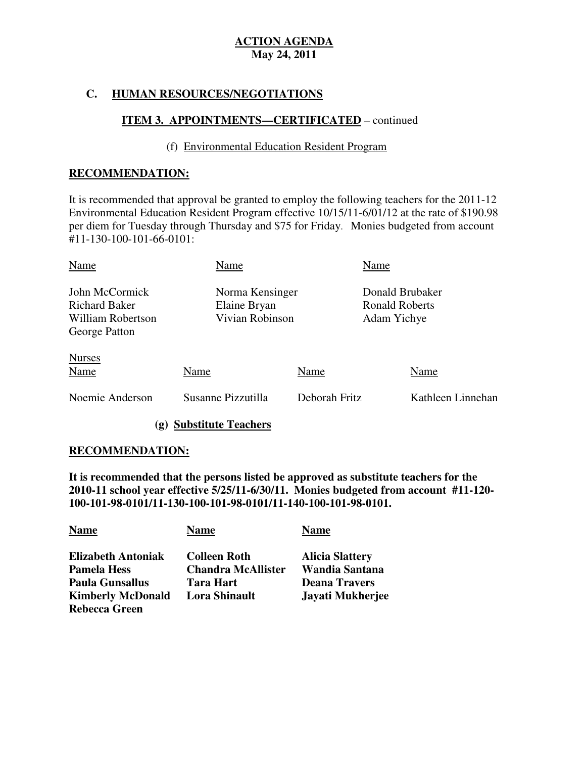**ACTION AGENDA**
**May 24, 2011**

## C. HUMAN RESOURCES/NEGOTIATIONS

### ITEM 3. APPOINTMENTS—CERTIFICATED – continued

(f) Environmental Education Resident Program

**RECOMMENDATION:**

It is recommended that approval be granted to employ the following teachers for the 2011-12 Environmental Education Resident Program effective 10/15/11-6/01/12 at the rate of $190.98 per diem for Tuesday through Thursday and $75 for Friday. Monies budgeted from account #11-130-100-101-66-0101:

| Name | Name | Name |
|---|---|---|
| John McCormick | Norma Kensinger | Donald Brubaker |
| Richard Baker | Elaine Bryan | Ronald Roberts |
| William Robertson | Vivian Robinson | Adam Yichye |
| George Patton | | |

Nurses

| Name | Name | Name | Name |
|---|---|---|---|
| Noemie Anderson | Susanne Pizzutilla | Deborah Fritz | Kathleen Linnehan |

**(g) Substitute Teachers**

**RECOMMENDATION:**

**It is recommended that the persons listed be approved as substitute teachers for the 2010-11 school year effective 5/25/11-6/30/11. Monies budgeted from account #11-120-100-101-98-0101/11-130-100-101-98-0101/11-140-100-101-98-0101.**

| **Name** | **Name** | **Name** |
|---|---|---|
| **Elizabeth Antoniak** | **Colleen Roth** | **Alicia Slattery** |
| **Pamela Hess** | **Chandra McAllister** | **Wandia Santana** |
| **Paula Gunsallus** | **Tara Hart** | **Deana Travers** |
| **Kimberly McDonald** | **Lora Shinault** | **Jayati Mukherjee** |
| **Rebecca Green** | | |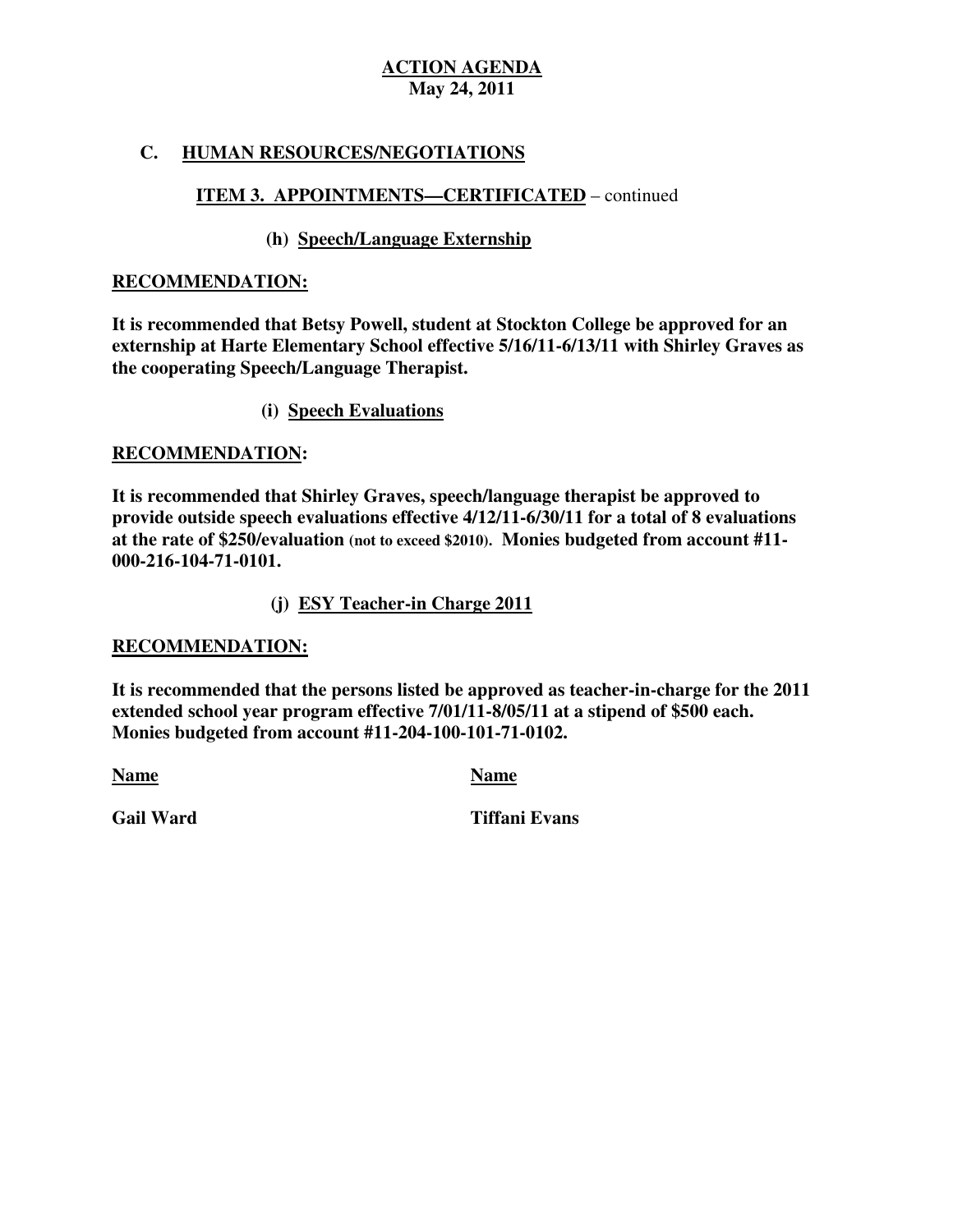**ACTION AGENDA**
**May 24, 2011**

## C. HUMAN RESOURCES/NEGOTIATIONS

### ITEM 3. APPOINTMENTS—CERTIFICATED – continued

#### (h) Speech/Language Externship

**RECOMMENDATION:**

**It is recommended that Betsy Powell, student at Stockton College be approved for an externship at Harte Elementary School effective 5/16/11-6/13/11 with Shirley Graves as the cooperating Speech/Language Therapist.**

#### (i) Speech Evaluations

**RECOMMENDATION:**

**It is recommended that Shirley Graves, speech/language therapist be approved to provide outside speech evaluations effective 4/12/11-6/30/11 for a total of 8 evaluations at the rate of $250/evaluation (not to exceed $2010). Monies budgeted from account #11-000-216-104-71-0101.**

#### (j) ESY Teacher-in Charge 2011

**RECOMMENDATION:**

**It is recommended that the persons listed be approved as teacher-in-charge for the 2011 extended school year program effective 7/01/11-8/05/11 at a stipend of $500 each. Monies budgeted from account #11-204-100-101-71-0102.**

| Name | Name |
|---|---|
| Gail Ward | Tiffani Evans |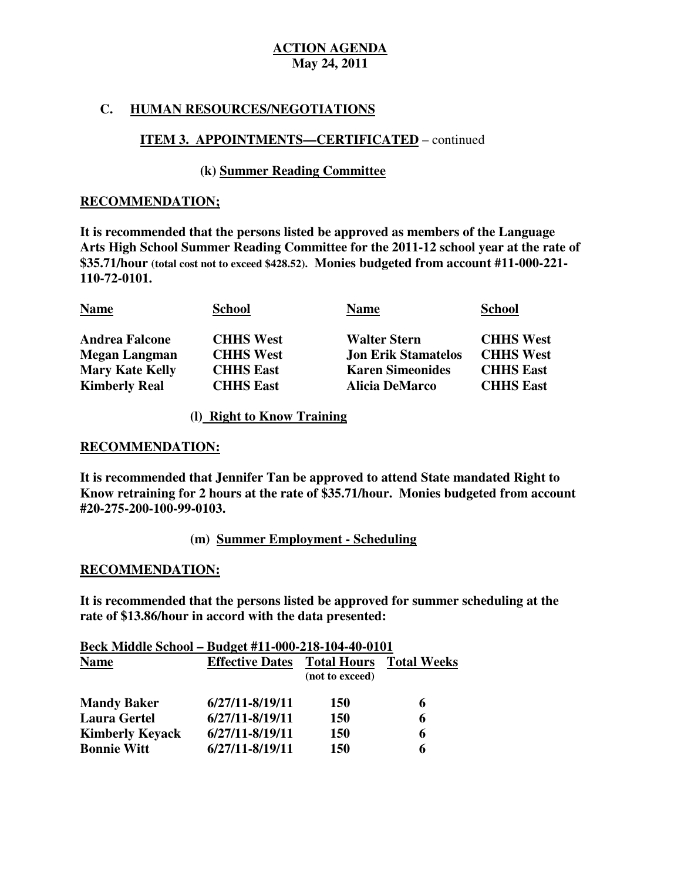**ACTION AGENDA**
**May 24, 2011**

## C. HUMAN RESOURCES/NEGOTIATIONS

### ITEM 3. APPOINTMENTS—CERTIFICATED – continued

#### (k) Summer Reading Committee

**RECOMMENDATION;**

**It is recommended that the persons listed be approved as members of the Language Arts High School Summer Reading Committee for the 2011-12 school year at the rate of $35.71/hour (total cost not to exceed $428.52). Monies budgeted from account #11-000-221-110-72-0101.**

| Name | School | Name | School |
|---|---|---|---|
| Andrea Falcone | CHHS West | Walter Stern | CHHS West |
| Megan Langman | CHHS West | Jon Erik Stamatelos | CHHS West |
| Mary Kate Kelly | CHHS East | Karen Simeonides | CHHS East |
| Kimberly Real | CHHS East | Alicia DeMarco | CHHS East |

#### (l) Right to Know Training

**RECOMMENDATION:**

**It is recommended that Jennifer Tan be approved to attend State mandated Right to Know retraining for 2 hours at the rate of $35.71/hour. Monies budgeted from account #20-275-200-100-99-0103.**

#### (m) Summer Employment - Scheduling

**RECOMMENDATION:**

**It is recommended that the persons listed be approved for summer scheduling at the rate of $13.86/hour in accord with the data presented:**

**Beck Middle School – Budget #11-000-218-104-40-0101**

| Name | Effective Dates | Total Hours (not to exceed) | Total Weeks |
|---|---|---|---|
| Mandy Baker | 6/27/11-8/19/11 | 150 | 6 |
| Laura Gertel | 6/27/11-8/19/11 | 150 | 6 |
| Kimberly Keyack | 6/27/11-8/19/11 | 150 | 6 |
| Bonnie Witt | 6/27/11-8/19/11 | 150 | 6 |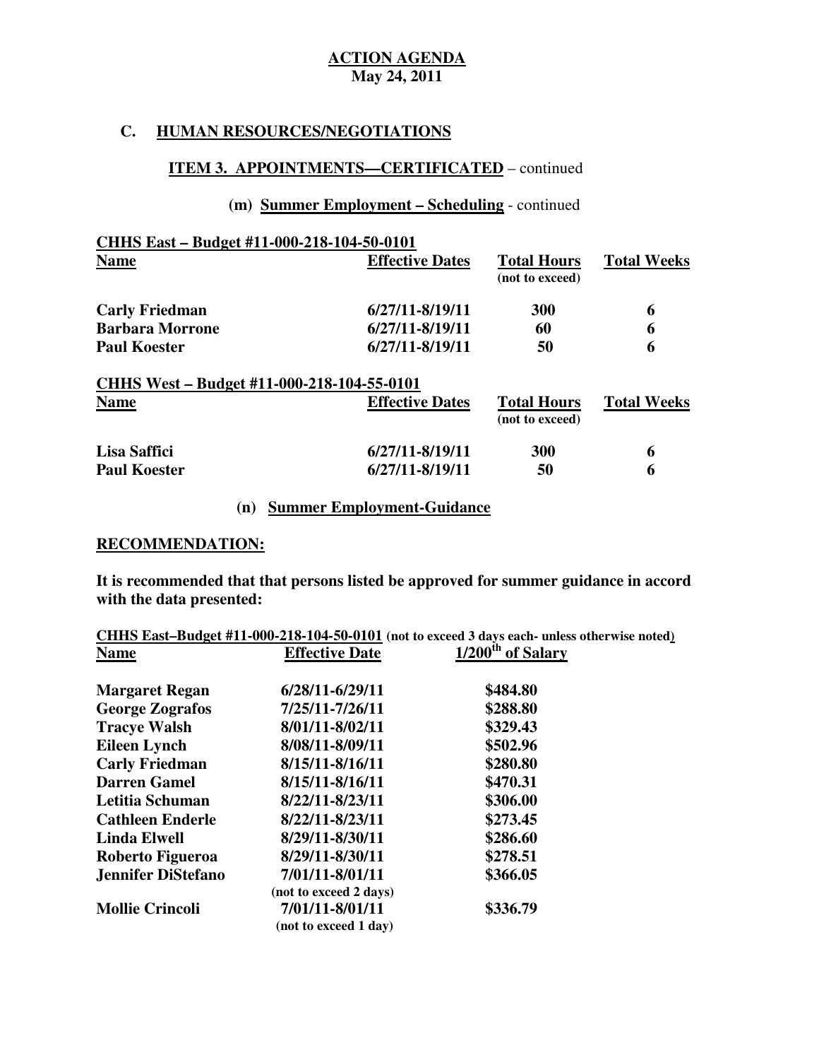**ACTION AGENDA**
**May 24, 2011**

## C. HUMAN RESOURCES/NEGOTIATIONS

### ITEM 3. APPOINTMENTS—CERTIFICATED – continued

#### (m) Summer Employment – Scheduling - continued

**CHHS East – Budget #11-000-218-104-50-0101**

| Name | Effective Dates | Total Hours (not to exceed) | Total Weeks |
|---|---|---|---|
| Carly Friedman | 6/27/11-8/19/11 | 300 | 6 |
| Barbara Morrone | 6/27/11-8/19/11 | 60 | 6 |
| Paul Koester | 6/27/11-8/19/11 | 50 | 6 |

**CHHS West – Budget #11-000-218-104-55-0101**

| Name | Effective Dates | Total Hours (not to exceed) | Total Weeks |
|---|---|---|---|
| Lisa Saffici | 6/27/11-8/19/11 | 300 | 6 |
| Paul Koester | 6/27/11-8/19/11 | 50 | 6 |

#### (n) Summer Employment-Guidance

**RECOMMENDATION:**

**It is recommended that that persons listed be approved for summer guidance in accord with the data presented:**

**CHHS East–Budget #11-000-218-104-50-0101** (not to exceed 3 days each- unless otherwise noted)

| Name | Effective Date | 1/200th of Salary |
|---|---|---|
| Margaret Regan | 6/28/11-6/29/11 | $484.80 |
| George Zografos | 7/25/11-7/26/11 | $288.80 |
| Tracye Walsh | 8/01/11-8/02/11 | $329.43 |
| Eileen Lynch | 8/08/11-8/09/11 | $502.96 |
| Carly Friedman | 8/15/11-8/16/11 | $280.80 |
| Darren Gamel | 8/15/11-8/16/11 | $470.31 |
| Letitia Schuman | 8/22/11-8/23/11 | $306.00 |
| Cathleen Enderle | 8/22/11-8/23/11 | $273.45 |
| Linda Elwell | 8/29/11-8/30/11 | $286.60 |
| Roberto Figueroa | 8/29/11-8/30/11 | $278.51 |
| Jennifer DiStefano | 7/01/11-8/01/11 (not to exceed 2 days) | $366.05 |
| Mollie Crincoli | 7/01/11-8/01/11 (not to exceed 1 day) | $336.79 |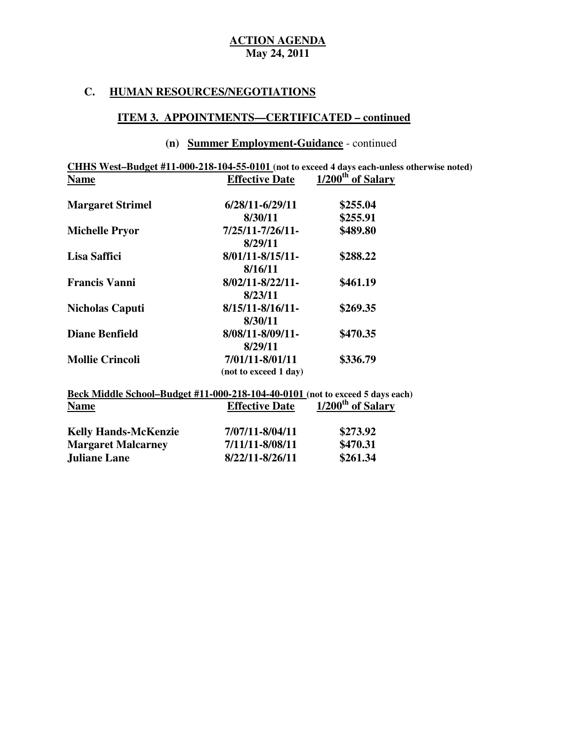**ACTION AGENDA**
**May 24, 2011**

## C. HUMAN RESOURCES/NEGOTIATIONS

### ITEM 3. APPOINTMENTS—CERTIFICATED – continued

#### (n) Summer Employment-Guidance - continued

**CHHS West–Budget #11-000-218-104-55-0101 (not to exceed 4 days each-unless otherwise noted)**

| Name | Effective Date | 1/200th of Salary |
|---|---|---|
| Margaret Strimel | 6/28/11-6/29/11 | $255.04 |
| | 8/30/11 | $255.91 |
| Michelle Pryor | 7/25/11-7/26/11-8/29/11 | $489.80 |
| Lisa Saffici | 8/01/11-8/15/11-8/16/11 | $288.22 |
| Francis Vanni | 8/02/11-8/22/11-8/23/11 | $461.19 |
| Nicholas Caputi | 8/15/11-8/16/11-8/30/11 | $269.35 |
| Diane Benfield | 8/08/11-8/09/11-8/29/11 | $470.35 |
| Mollie Crincoli | 7/01/11-8/01/11 (not to exceed 1 day) | $336.79 |

**Beck Middle School–Budget #11-000-218-104-40-0101 (not to exceed 5 days each)**

| Name | Effective Date | 1/200th of Salary |
|---|---|---|
| Kelly Hands-McKenzie | 7/07/11-8/04/11 | $273.92 |
| Margaret Malcarney | 7/11/11-8/08/11 | $470.31 |
| Juliane Lane | 8/22/11-8/26/11 | $261.34 |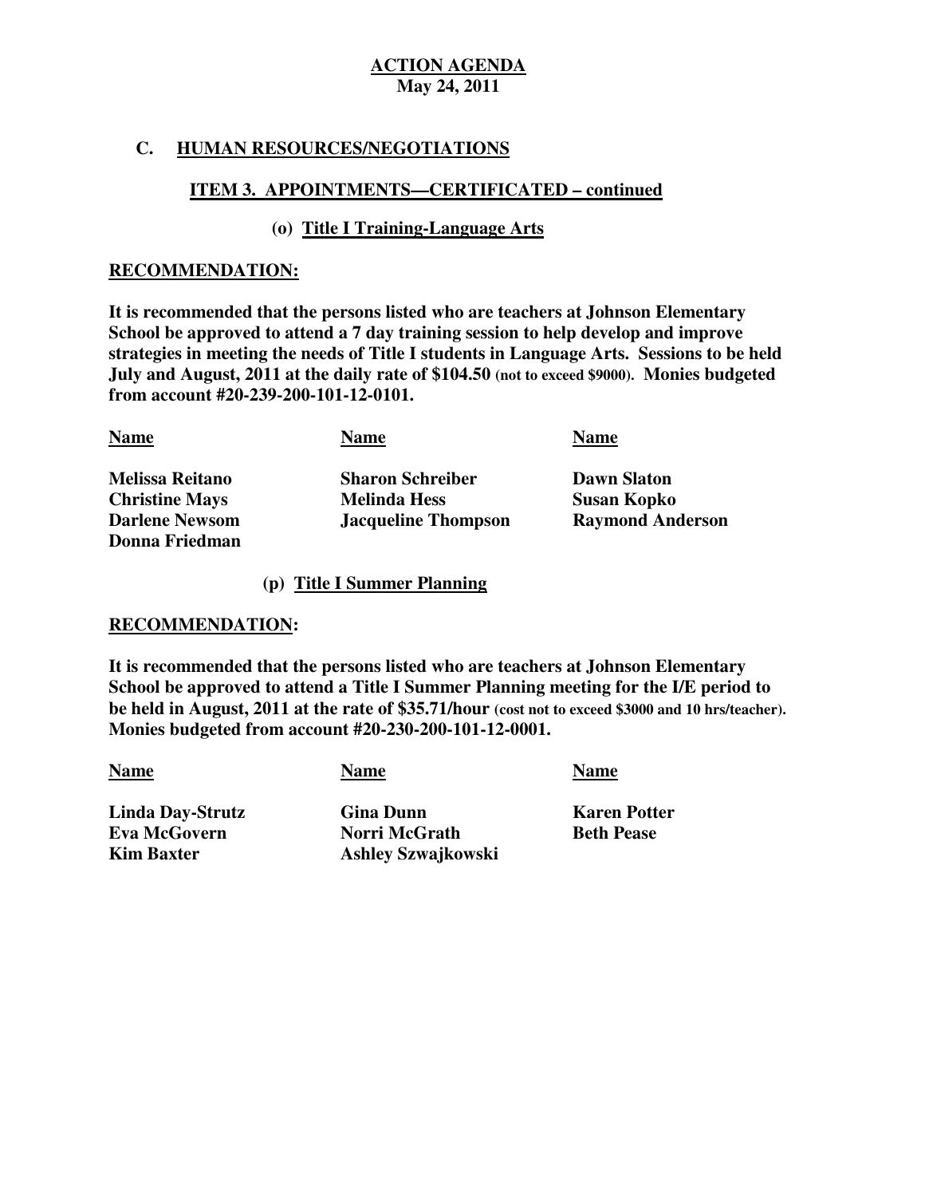**ACTION AGENDA**
**May 24, 2011**

## C. HUMAN RESOURCES/NEGOTIATIONS

### ITEM 3. APPOINTMENTS—CERTIFICATED – continued

#### (o) Title I Training-Language Arts

**RECOMMENDATION:**

**It is recommended that the persons listed who are teachers at Johnson Elementary School be approved to attend a 7 day training session to help develop and improve strategies in meeting the needs of Title I students in Language Arts. Sessions to be held July and August, 2011 at the daily rate of $104.50 (not to exceed $9000). Monies budgeted from account #20-239-200-101-12-0101.**

| Name | Name | Name |
|---|---|---|
| Melissa Reitano | Sharon Schreiber | Dawn Slaton |
| Christine Mays | Melinda Hess | Susan Kopko |
| Darlene Newsom | Jacqueline Thompson | Raymond Anderson |
| Donna Friedman | | |

#### (p) Title I Summer Planning

**RECOMMENDATION:**

**It is recommended that the persons listed who are teachers at Johnson Elementary School be approved to attend a Title I Summer Planning meeting for the I/E period to be held in August, 2011 at the rate of $35.71/hour (cost not to exceed $3000 and 10 hrs/teacher). Monies budgeted from account #20-230-200-101-12-0001.**

| Name | Name | Name |
|---|---|---|
| Linda Day-Strutz | Gina Dunn | Karen Potter |
| Eva McGovern | Norri McGrath | Beth Pease |
| Kim Baxter | Ashley Szwajkowski | |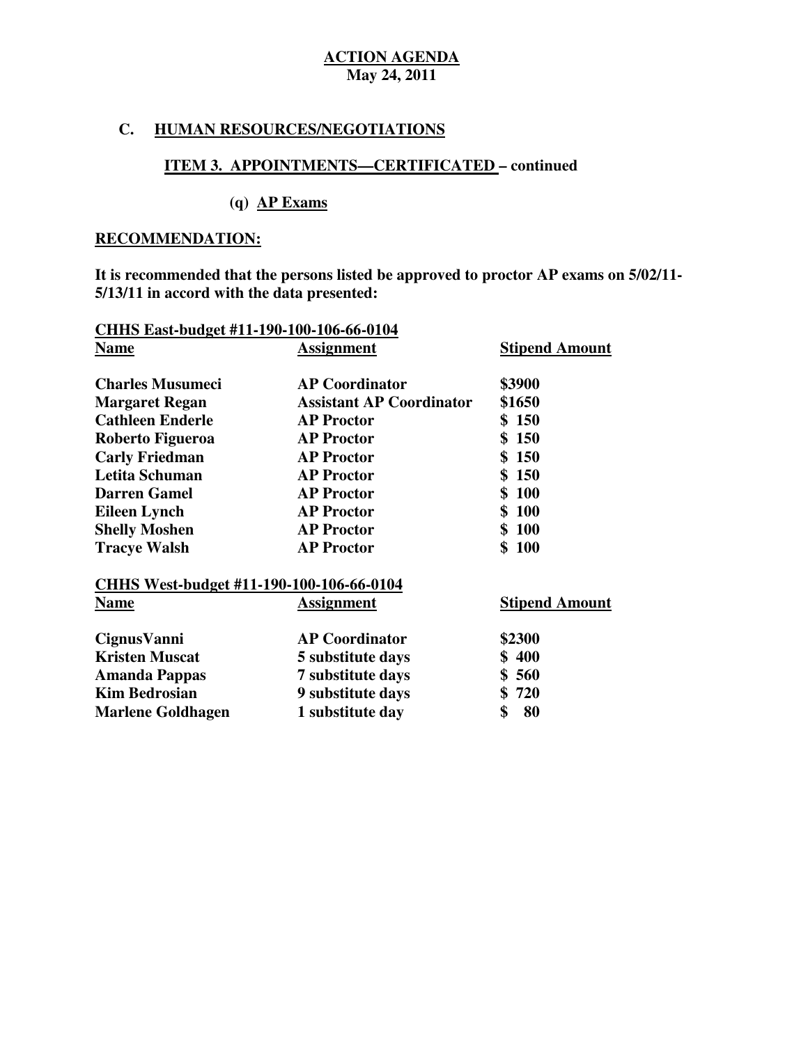**ACTION AGENDA**
**May 24, 2011**

## C. HUMAN RESOURCES/NEGOTIATIONS

### ITEM 3. APPOINTMENTS—CERTIFICATED – continued

#### (q) AP Exams

**RECOMMENDATION:**

**It is recommended that the persons listed be approved to proctor AP exams on 5/02/11-5/13/11 in accord with the data presented:**

**CHHS East-budget #11-190-100-106-66-0104**

| Name | Assignment | Stipend Amount |
|---|---|---|
| Charles Musumeci | AP Coordinator | $3900 |
| Margaret Regan | Assistant AP Coordinator | $1650 |
| Cathleen Enderle | AP Proctor | $ 150 |
| Roberto Figueroa | AP Proctor | $ 150 |
| Carly Friedman | AP Proctor | $ 150 |
| Letita Schuman | AP Proctor | $ 150 |
| Darren Gamel | AP Proctor | $ 100 |
| Eileen Lynch | AP Proctor | $ 100 |
| Shelly Moshen | AP Proctor | $ 100 |
| Tracye Walsh | AP Proctor | $ 100 |

**CHHS West-budget #11-190-100-106-66-0104**

| Name | Assignment | Stipend Amount |
|---|---|---|
| CignusVanni | AP Coordinator | $2300 |
| Kristen Muscat | 5 substitute days | $ 400 |
| Amanda Pappas | 7 substitute days | $ 560 |
| Kim Bedrosian | 9 substitute days | $ 720 |
| Marlene Goldhagen | 1 substitute day | $ 80 |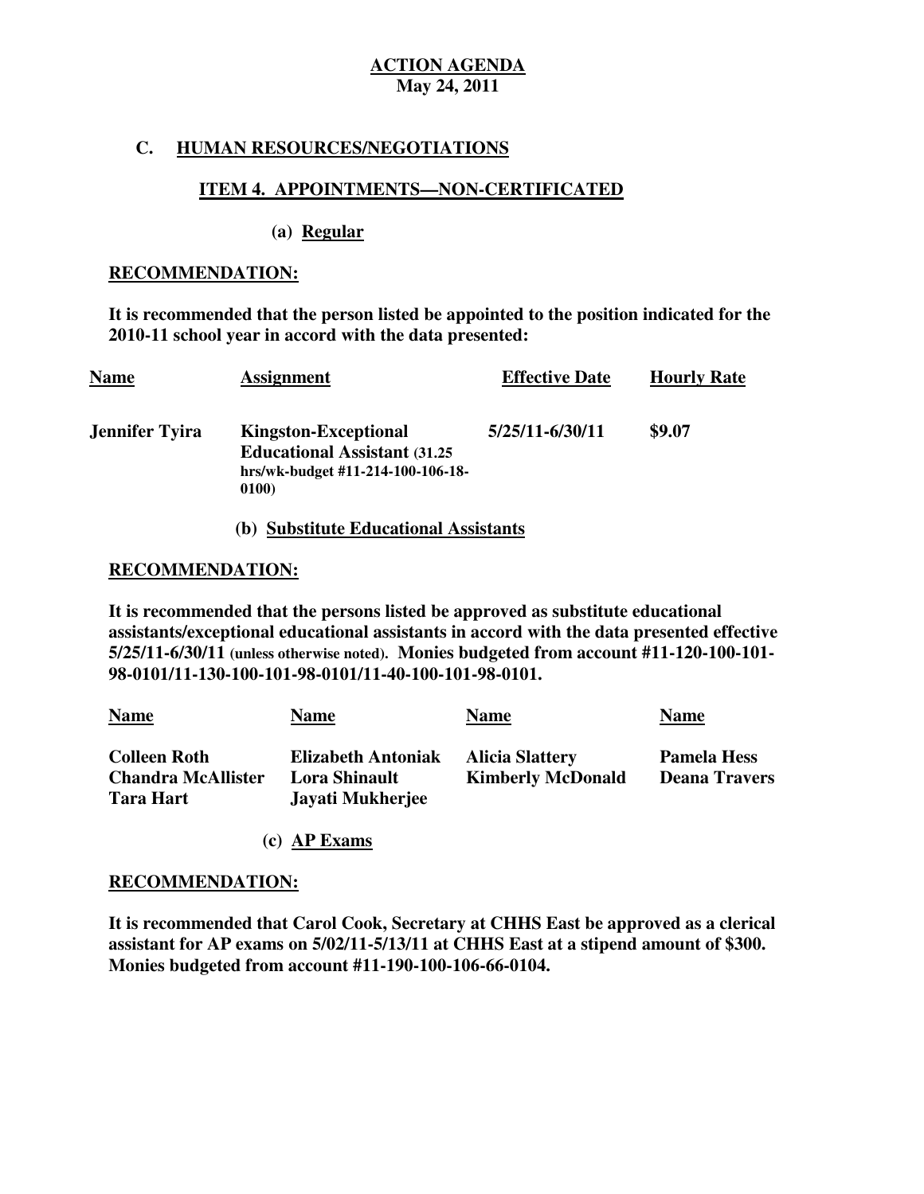**ACTION AGENDA**
**May 24, 2011**

## C. HUMAN RESOURCES/NEGOTIATIONS

### ITEM 4. APPOINTMENTS—NON-CERTIFICATED

**(a) Regular**

**RECOMMENDATION:**

**It is recommended that the person listed be appointed to the position indicated for the 2010-11 school year in accord with the data presented:**

| Name | Assignment | Effective Date | Hourly Rate |
|---|---|---|---|
| **Jennifer Tyira** | **Kingston-Exceptional Educational Assistant (31.25 hrs/wk-budget #11-214-100-106-18-0100)** | **5/25/11-6/30/11** | **$9.07** |

**(b) Substitute Educational Assistants**

**RECOMMENDATION:**

**It is recommended that the persons listed be approved as substitute educational assistants/exceptional educational assistants in accord with the data presented effective 5/25/11-6/30/11 (unless otherwise noted). Monies budgeted from account #11-120-100-101-98-0101/11-130-100-101-98-0101/11-40-100-101-98-0101.**

| Name | Name | Name | Name |
|---|---|---|---|
| **Colleen Roth** | **Elizabeth Antoniak** | **Alicia Slattery** | **Pamela Hess** |
| **Chandra McAllister** | **Lora Shinault** | **Kimberly McDonald** | **Deana Travers** |
| **Tara Hart** | **Jayati Mukherjee** | | |

**(c) AP Exams**

**RECOMMENDATION:**

**It is recommended that Carol Cook, Secretary at CHHS East be approved as a clerical assistant for AP exams on 5/02/11-5/13/11 at CHHS East at a stipend amount of $300. Monies budgeted from account #11-190-100-106-66-0104.**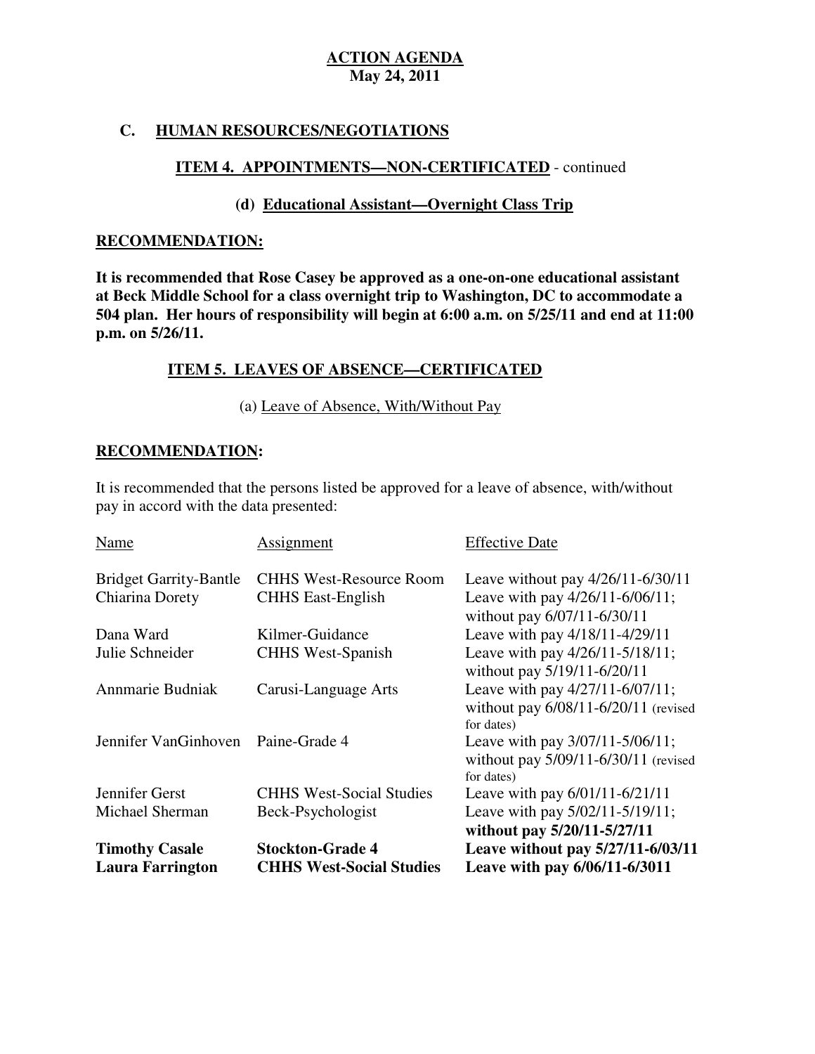**ACTION AGENDA**
**May 24, 2011**

## C. HUMAN RESOURCES/NEGOTIATIONS

### ITEM 4. APPOINTMENTS—NON-CERTIFICATED - continued

#### (d) Educational Assistant—Overnight Class Trip

**RECOMMENDATION:**

**It is recommended that Rose Casey be approved as a one-on-one educational assistant at Beck Middle School for a class overnight trip to Washington, DC to accommodate a 504 plan. Her hours of responsibility will begin at 6:00 a.m. on 5/25/11 and end at 11:00 p.m. on 5/26/11.**

### ITEM 5. LEAVES OF ABSENCE—CERTIFICATED

(a) Leave of Absence, With/Without Pay

**RECOMMENDATION:**

It is recommended that the persons listed be approved for a leave of absence, with/without pay in accord with the data presented:

| Name | Assignment | Effective Date |
|---|---|---|
| Bridget Garrity-Bantle | CHHS West-Resource Room | Leave without pay 4/26/11-6/30/11 |
| Chiarina Dorety | CHHS East-English | Leave with pay 4/26/11-6/06/11; without pay 6/07/11-6/30/11 |
| Dana Ward | Kilmer-Guidance | Leave with pay 4/18/11-4/29/11 |
| Julie Schneider | CHHS West-Spanish | Leave with pay 4/26/11-5/18/11; without pay 5/19/11-6/20/11 |
| Annmarie Budniak | Carusi-Language Arts | Leave with pay 4/27/11-6/07/11; without pay 6/08/11-6/20/11 (revised for dates) |
| Jennifer VanGinhoven | Paine-Grade 4 | Leave with pay 3/07/11-5/06/11; without pay 5/09/11-6/30/11 (revised for dates) |
| Jennifer Gerst | CHHS West-Social Studies | Leave with pay 6/01/11-6/21/11 |
| Michael Sherman | Beck-Psychologist | Leave with pay 5/02/11-5/19/11; **without pay 5/20/11-5/27/11** |
| **Timothy Casale** | **Stockton-Grade 4** | **Leave without pay 5/27/11-6/03/11** |
| **Laura Farrington** | **CHHS West-Social Studies** | **Leave with pay 6/06/11-6/3011** |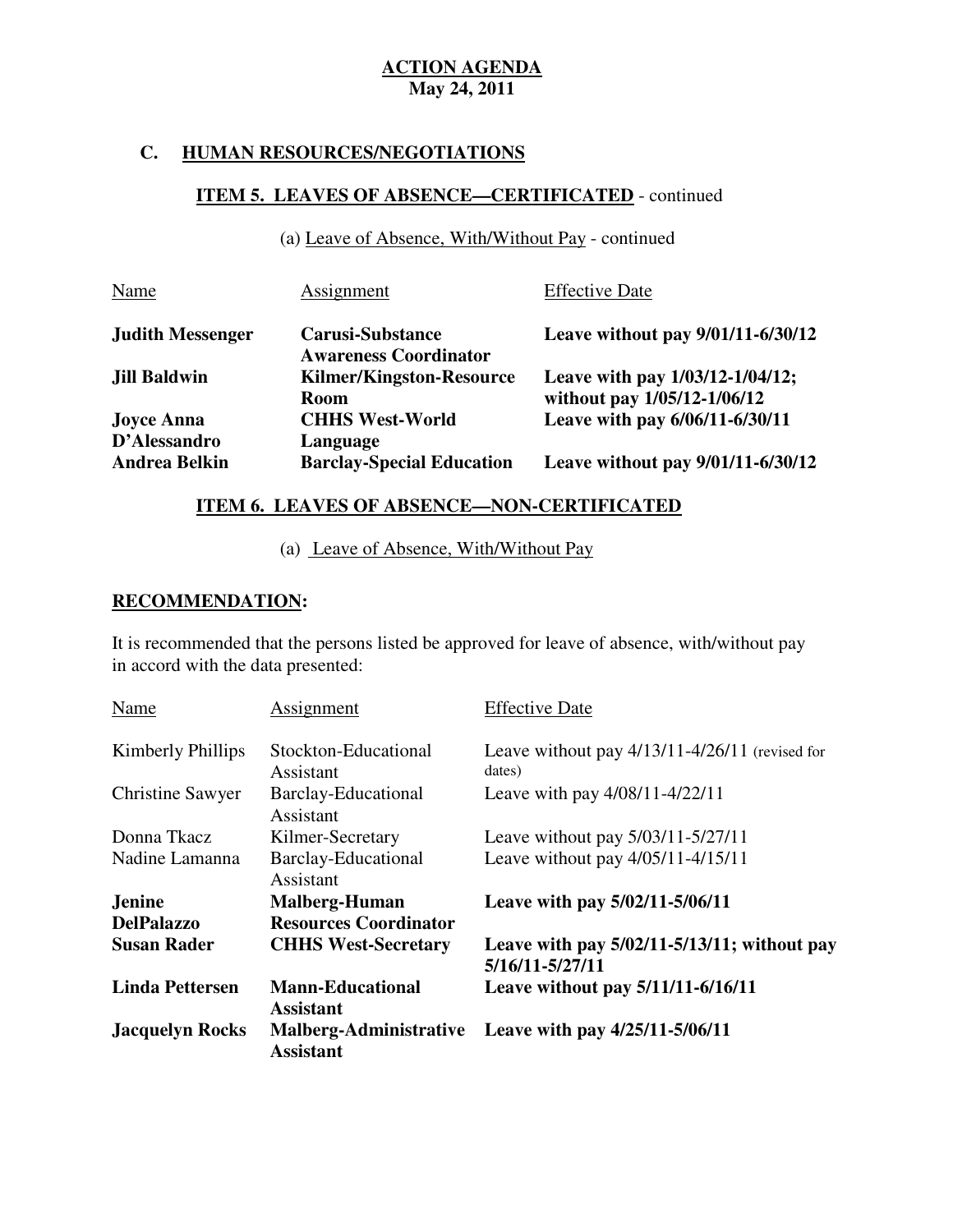**ACTION AGENDA**
**May 24, 2011**

## C. HUMAN RESOURCES/NEGOTIATIONS

### ITEM 5. LEAVES OF ABSENCE—CERTIFICATED - continued

(a) Leave of Absence, With/Without Pay - continued

| Name | Assignment | Effective Date |
|---|---|---|
| **Judith Messenger** | **Carusi-Substance Awareness Coordinator** | **Leave without pay 9/01/11-6/30/12** |
| **Jill Baldwin** | **Kilmer/Kingston-Resource Room** | **Leave with pay 1/03/12-1/04/12; without pay 1/05/12-1/06/12** |
| **Joyce Anna D'Alessandro** | **CHHS West-World Language** | **Leave with pay 6/06/11-6/30/11** |
| **Andrea Belkin** | **Barclay-Special Education** | **Leave without pay 9/01/11-6/30/12** |

### ITEM 6. LEAVES OF ABSENCE—NON-CERTIFICATED

(a) Leave of Absence, With/Without Pay

**RECOMMENDATION:**

It is recommended that the persons listed be approved for leave of absence, with/without pay in accord with the data presented:

| Name | Assignment | Effective Date |
|---|---|---|
| Kimberly Phillips | Stockton-Educational Assistant | Leave without pay 4/13/11-4/26/11 (revised for dates) |
| Christine Sawyer | Barclay-Educational Assistant | Leave with pay 4/08/11-4/22/11 |
| Donna Tkacz | Kilmer-Secretary | Leave without pay 5/03/11-5/27/11 |
| Nadine Lamanna | Barclay-Educational Assistant | Leave without pay 4/05/11-4/15/11 |
| **Jenine DelPalazzo** | **Malberg-Human Resources Coordinator** | **Leave with pay 5/02/11-5/06/11** |
| **Susan Rader** | **CHHS West-Secretary** | **Leave with pay 5/02/11-5/13/11; without pay 5/16/11-5/27/11** |
| **Linda Pettersen** | **Mann-Educational Assistant** | **Leave without pay 5/11/11-6/16/11** |
| **Jacquelyn Rocks** | **Malberg-Administrative Assistant** | **Leave with pay 4/25/11-5/06/11** |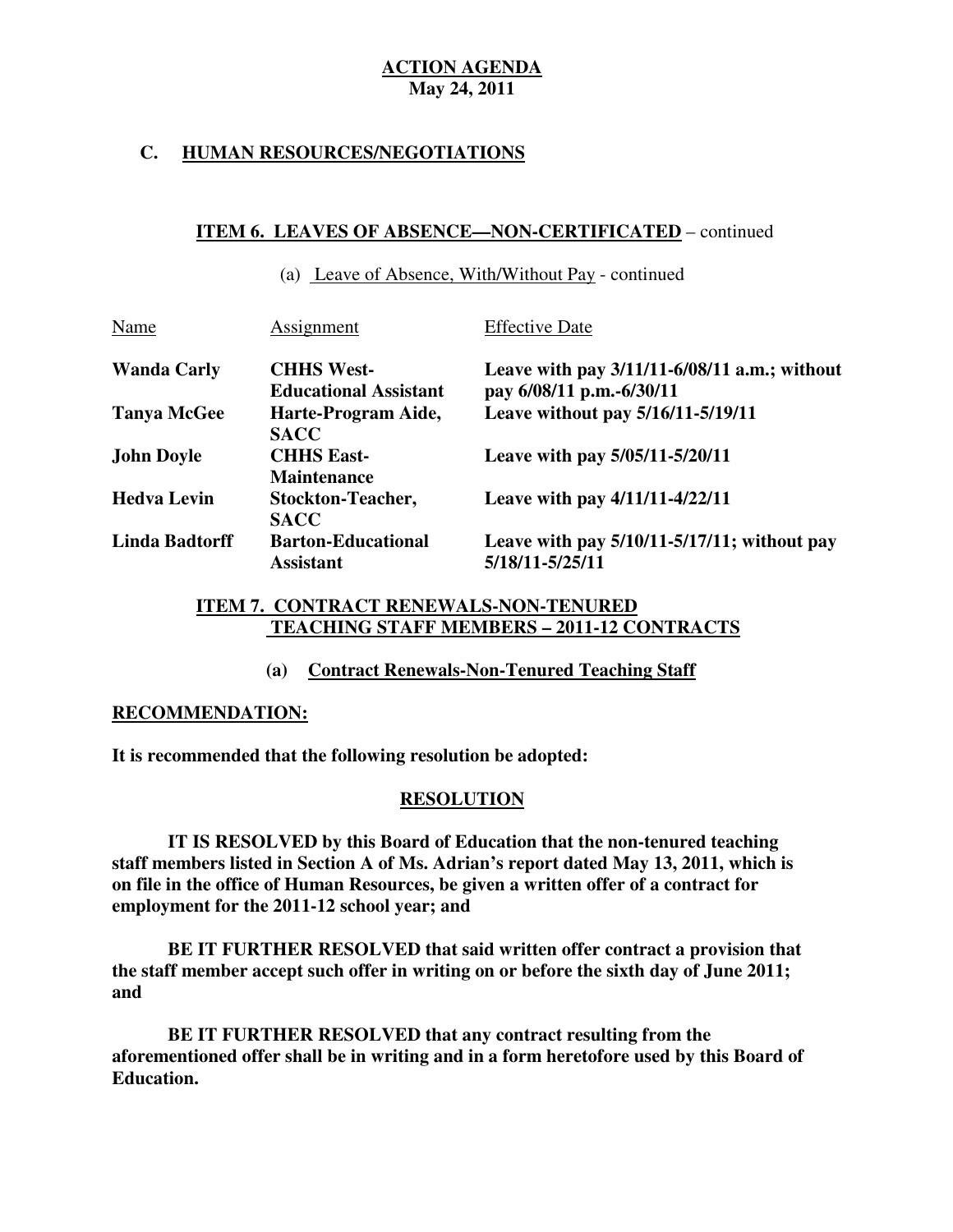**ACTION AGENDA**
**May 24, 2011**

## C. HUMAN RESOURCES/NEGOTIATIONS

### ITEM 6. LEAVES OF ABSENCE—NON-CERTIFICATED – continued

(a) Leave of Absence, With/Without Pay - continued

| Name | Assignment | Effective Date |
|---|---|---|
| **Wanda Carly** | **CHHS West-Educational Assistant** | **Leave with pay 3/11/11-6/08/11 a.m.; without pay 6/08/11 p.m.-6/30/11** |
| **Tanya McGee** | **Harte-Program Aide, SACC** | **Leave without pay 5/16/11-5/19/11** |
| **John Doyle** | **CHHS East-Maintenance** | **Leave with pay 5/05/11-5/20/11** |
| **Hedva Levin** | **Stockton-Teacher, SACC** | **Leave with pay 4/11/11-4/22/11** |
| **Linda Badtorff** | **Barton-Educational Assistant** | **Leave with pay 5/10/11-5/17/11; without pay 5/18/11-5/25/11** |

### ITEM 7. CONTRACT RENEWALS-NON-TENURED TEACHING STAFF MEMBERS – 2011-12 CONTRACTS

**(a) Contract Renewals-Non-Tenured Teaching Staff**

**RECOMMENDATION:**

**It is recommended that the following resolution be adopted:**

**RESOLUTION**

**IT IS RESOLVED by this Board of Education that the non-tenured teaching staff members listed in Section A of Ms. Adrian's report dated May 13, 2011, which is on file in the office of Human Resources, be given a written offer of a contract for employment for the 2011-12 school year; and**

**BE IT FURTHER RESOLVED that said written offer contract a provision that the staff member accept such offer in writing on or before the sixth day of June 2011; and**

**BE IT FURTHER RESOLVED that any contract resulting from the aforementioned offer shall be in writing and in a form heretofore used by this Board of Education.**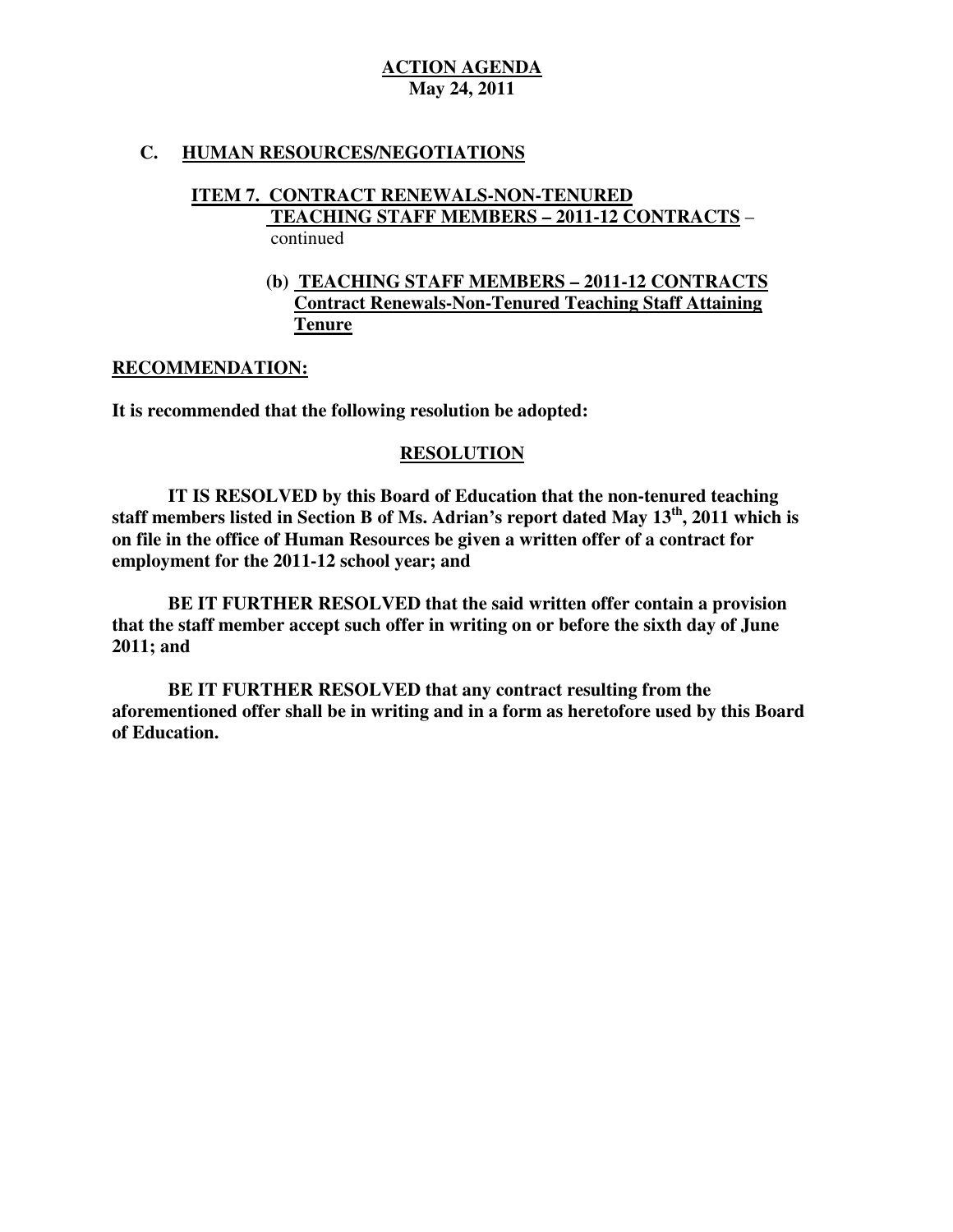**ACTION AGENDA**
**May 24, 2011**

**C. HUMAN RESOURCES/NEGOTIATIONS**

**ITEM 7. CONTRACT RENEWALS-NON-TENURED TEACHING STAFF MEMBERS – 2011-12 CONTRACTS** – continued

**(b) TEACHING STAFF MEMBERS – 2011-12 CONTRACTS Contract Renewals-Non-Tenured Teaching Staff Attaining Tenure**

**RECOMMENDATION:**

**It is recommended that the following resolution be adopted:**

**RESOLUTION**

**IT IS RESOLVED by this Board of Education that the non-tenured teaching staff members listed in Section B of Ms. Adrian's report dated May 13th, 2011 which is on file in the office of Human Resources be given a written offer of a contract for employment for the 2011-12 school year; and**

**BE IT FURTHER RESOLVED that the said written offer contain a provision that the staff member accept such offer in writing on or before the sixth day of June 2011; and**

**BE IT FURTHER RESOLVED that any contract resulting from the aforementioned offer shall be in writing and in a form as heretofore used by this Board of Education.**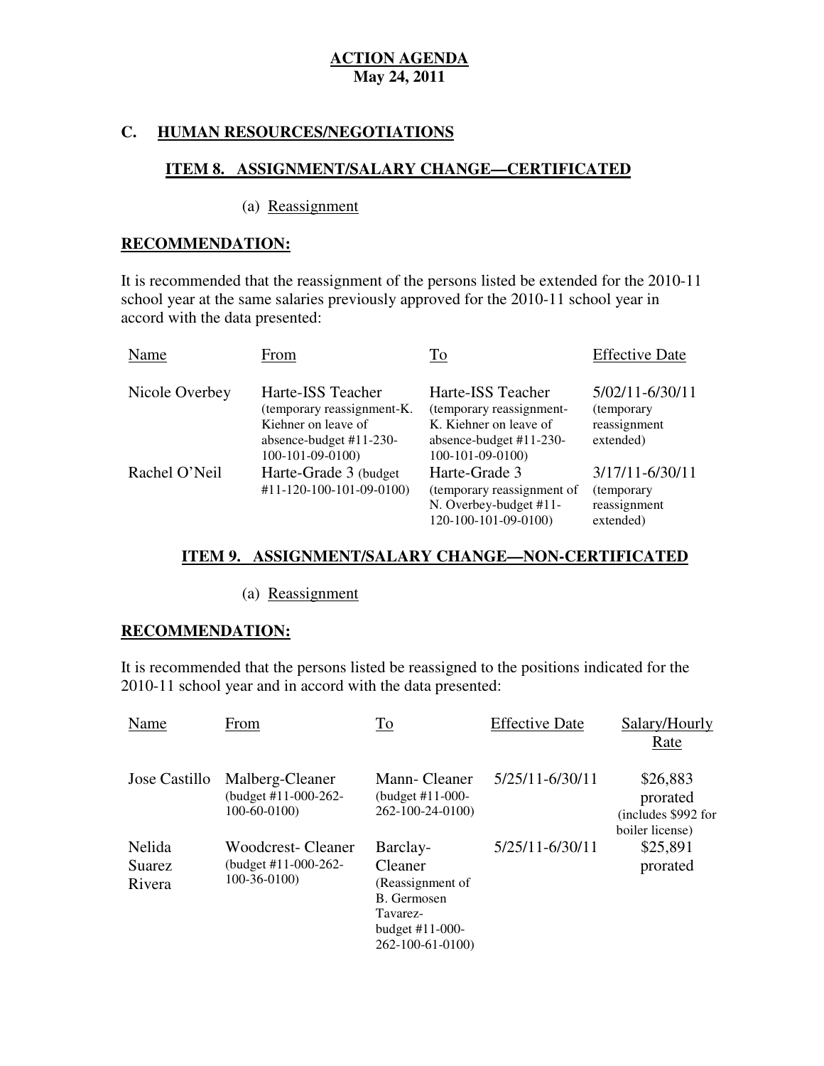**ACTION AGENDA**
**May 24, 2011**

## C. HUMAN RESOURCES/NEGOTIATIONS

### ITEM 8. ASSIGNMENT/SALARY CHANGE—CERTIFICATED

(a) Reassignment

**RECOMMENDATION:**

It is recommended that the reassignment of the persons listed be extended for the 2010-11 school year at the same salaries previously approved for the 2010-11 school year in accord with the data presented:

| Name | From | To | Effective Date |
|---|---|---|---|
| Nicole Overbey | Harte-ISS Teacher (temporary reassignment-K. Kiehner on leave of absence-budget #11-230-100-101-09-0100) | Harte-ISS Teacher (temporary reassignment-K. Kiehner on leave of absence-budget #11-230-100-101-09-0100) | 5/02/11-6/30/11 (temporary reassignment extended) |
| Rachel O'Neil | Harte-Grade 3 (budget #11-120-100-101-09-0100) | Harte-Grade 3 (temporary reassignment of N. Overbey-budget #11-120-100-101-09-0100) | 3/17/11-6/30/11 (temporary reassignment extended) |

### ITEM 9. ASSIGNMENT/SALARY CHANGE—NON-CERTIFICATED

(a) Reassignment

**RECOMMENDATION:**

It is recommended that the persons listed be reassigned to the positions indicated for the 2010-11 school year and in accord with the data presented:

| Name | From | To | Effective Date | Salary/Hourly Rate |
|---|---|---|---|---|
| Jose Castillo | Malberg-Cleaner (budget #11-000-262-100-60-0100) | Mann- Cleaner (budget #11-000-262-100-24-0100) | 5/25/11-6/30/11 | $26,883 prorated (includes $992 for boiler license) |
| Nelida Suarez Rivera | Woodcrest- Cleaner (budget #11-000-262-100-36-0100) | Barclay-Cleaner (Reassignment of B. Germosen Tavarez-budget #11-000-262-100-61-0100) | 5/25/11-6/30/11 | $25,891 prorated |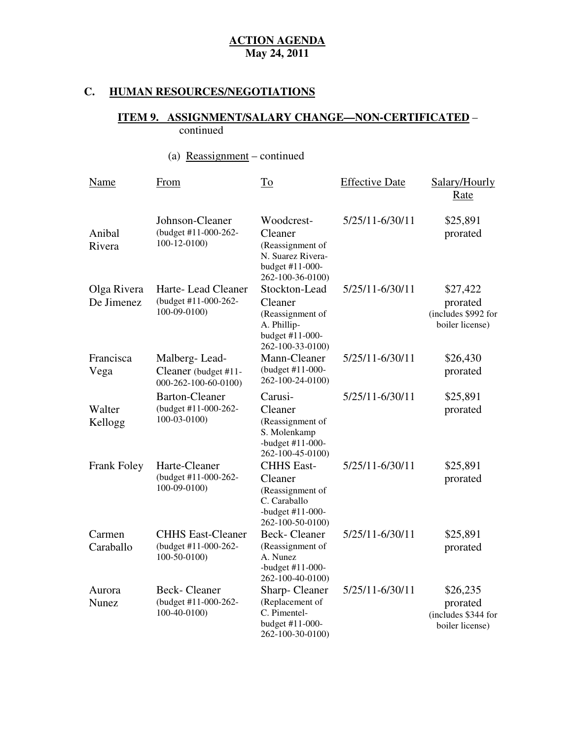**ACTION AGENDA**
**May 24, 2011**

## C. HUMAN RESOURCES/NEGOTIATIONS

### ITEM 9. ASSIGNMENT/SALARY CHANGE—NON-CERTIFICATED – continued

(a) Reassignment – continued

| Name | From | To | Effective Date | Salary/Hourly Rate |
|---|---|---|---|---|
| Anibal Rivera | Johnson-Cleaner (budget #11-000-262-100-12-0100) | Woodcrest-Cleaner (Reassignment of N. Suarez Rivera-budget #11-000-262-100-36-0100) | 5/25/11-6/30/11 | $25,891 prorated |
| Olga Rivera De Jimenez | Harte- Lead Cleaner (budget #11-000-262-100-09-0100) | Stockton-Lead Cleaner (Reassignment of A. Phillip-budget #11-000-262-100-33-0100) | 5/25/11-6/30/11 | $27,422 prorated (includes $992 for boiler license) |
| Francisca Vega | Malberg- Lead-Cleaner (budget #11-000-262-100-60-0100) | Mann-Cleaner (budget #11-000-262-100-24-0100) | 5/25/11-6/30/11 | $26,430 prorated |
| Walter Kellogg | Barton-Cleaner (budget #11-000-262-100-03-0100) | Carusi-Cleaner (Reassignment of S. Molenkamp -budget #11-000-262-100-45-0100) | 5/25/11-6/30/11 | $25,891 prorated |
| Frank Foley | Harte-Cleaner (budget #11-000-262-100-09-0100) | CHHS East-Cleaner (Reassignment of C. Caraballo -budget #11-000-262-100-50-0100) | 5/25/11-6/30/11 | $25,891 prorated |
| Carmen Caraballo | CHHS East-Cleaner (budget #11-000-262-100-50-0100) | Beck- Cleaner (Reassignment of A. Nunez -budget #11-000-262-100-40-0100) | 5/25/11-6/30/11 | $25,891 prorated |
| Aurora Nunez | Beck- Cleaner (budget #11-000-262-100-40-0100) | Sharp- Cleaner (Replacement of C. Pimentel-budget #11-000-262-100-30-0100) | 5/25/11-6/30/11 | $26,235 prorated (includes $344 for boiler license) |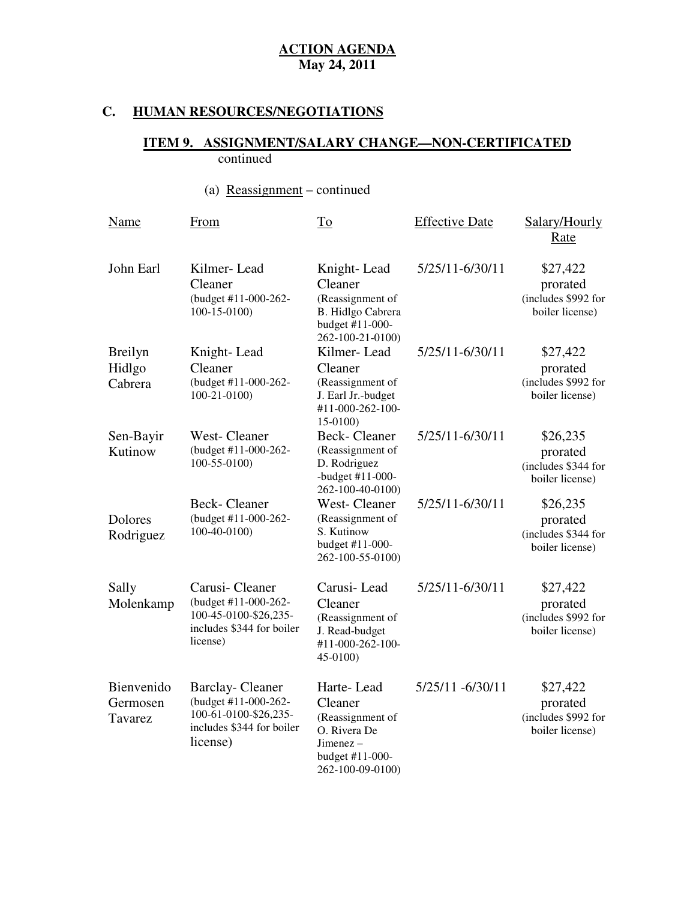**ACTION AGENDA**
**May 24, 2011**

## C. HUMAN RESOURCES/NEGOTIATIONS

### ITEM 9. ASSIGNMENT/SALARY CHANGE—NON-CERTIFICATED

continued

(a) Reassignment – continued

| Name | From | To | Effective Date | Salary/Hourly Rate |
|---|---|---|---|---|
| John Earl | Kilmer- Lead Cleaner (budget #11-000-262-100-15-0100) | Knight- Lead Cleaner (Reassignment of B. Hidlgo Cabrera budget #11-000-262-100-21-0100) | 5/25/11-6/30/11 | $27,422 prorated (includes $992 for boiler license) |
| Breilyn Hidlgo Cabrera | Knight- Lead Cleaner (budget #11-000-262-100-21-0100) | Kilmer- Lead Cleaner (Reassignment of J. Earl Jr.-budget #11-000-262-100-15-0100) | 5/25/11-6/30/11 | $27,422 prorated (includes $992 for boiler license) |
| Sen-Bayir Kutinow | West- Cleaner (budget #11-000-262-100-55-0100) | Beck- Cleaner (Reassignment of D. Rodriguez -budget #11-000-262-100-40-0100) | 5/25/11-6/30/11 | $26,235 prorated (includes $344 for boiler license) |
| Dolores Rodriguez | Beck- Cleaner (budget #11-000-262-100-40-0100) | West- Cleaner (Reassignment of S. Kutinow budget #11-000-262-100-55-0100) | 5/25/11-6/30/11 | $26,235 prorated (includes $344 for boiler license) |
| Sally Molenkamp | Carusi- Cleaner (budget #11-000-262-100-45-0100-$26,235-includes $344 for boiler license) | Carusi- Lead Cleaner (Reassignment of J. Read-budget #11-000-262-100-45-0100) | 5/25/11-6/30/11 | $27,422 prorated (includes $992 for boiler license) |
| Bienvenido Germosen Tavarez | Barclay- Cleaner (budget #11-000-262-100-61-0100-$26,235-includes $344 for boiler license) | Harte- Lead Cleaner (Reassignment of O. Rivera De Jimenez – budget #11-000-262-100-09-0100) | 5/25/11 -6/30/11 | $27,422 prorated (includes $992 for boiler license) |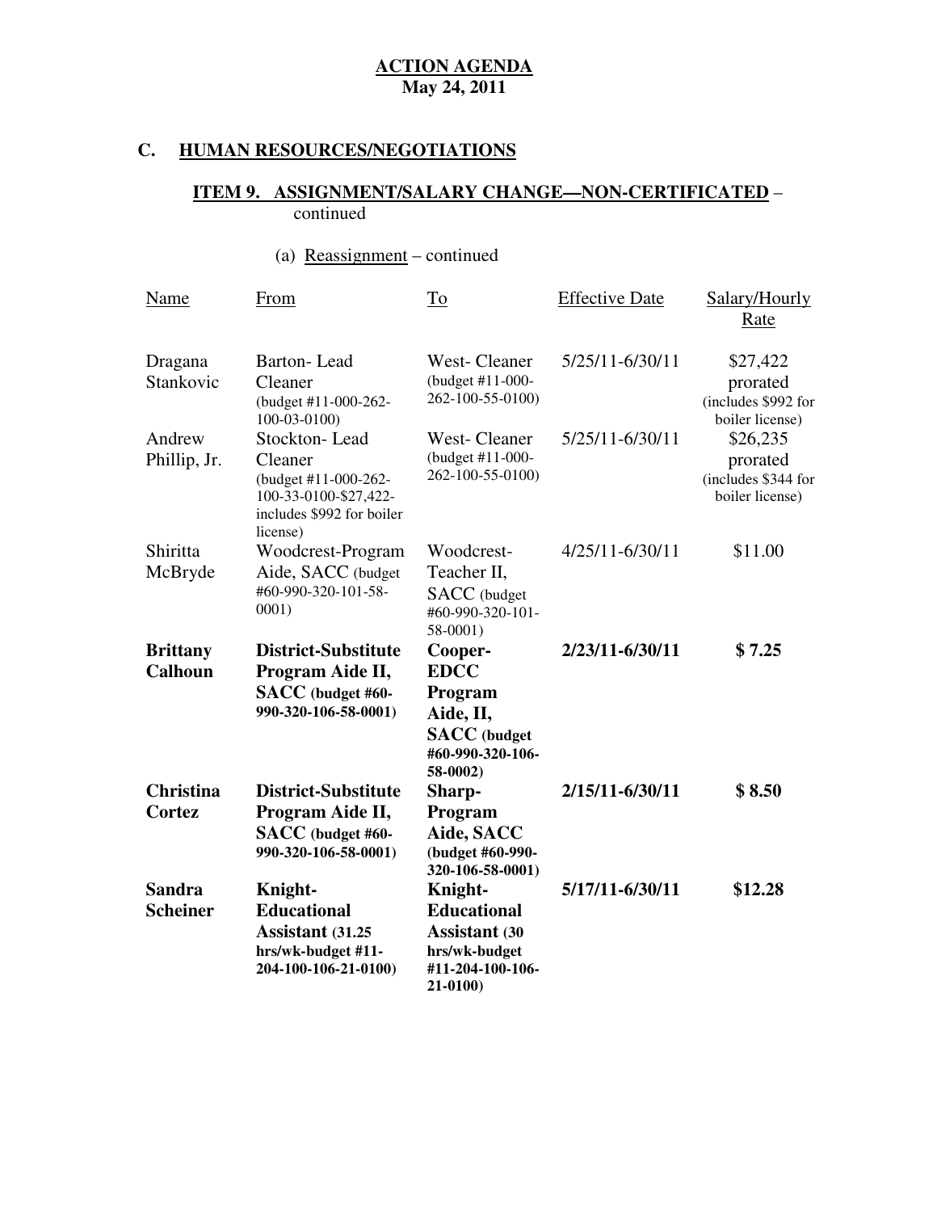**ACTION AGENDA**
**May 24, 2011**

## C. HUMAN RESOURCES/NEGOTIATIONS

### ITEM 9. ASSIGNMENT/SALARY CHANGE—NON-CERTIFICATED – continued

(a) Reassignment – continued

| Name | From | To | Effective Date | Salary/Hourly Rate |
|---|---|---|---|---|
| Dragana Stankovic | Barton- Lead Cleaner (budget #11-000-262-100-03-0100) | West- Cleaner (budget #11-000-262-100-55-0100) | 5/25/11-6/30/11 | $27,422 prorated (includes $992 for boiler license) |
| Andrew Phillip, Jr. | Stockton- Lead Cleaner (budget #11-000-262-100-33-0100-$27,422-includes $992 for boiler license) | West- Cleaner (budget #11-000-262-100-55-0100) | 5/25/11-6/30/11 | $26,235 prorated (includes $344 for boiler license) |
| Shiritta McBryde | Woodcrest-Program Aide, SACC (budget #60-990-320-101-58-0001) | Woodcrest- Teacher II, SACC (budget #60-990-320-101-58-0001) | 4/25/11-6/30/11 | $11.00 |
| **Brittany Calhoun** | **District-Substitute Program Aide II, SACC (budget #60-990-320-106-58-0001)** | **Cooper- EDCC Program Aide, II, SACC (budget #60-990-320-106-58-0002)** | **2/23/11-6/30/11** | **$ 7.25** |
| **Christina Cortez** | **District-Substitute Program Aide II, SACC (budget #60-990-320-106-58-0001)** | **Sharp- Program Aide, SACC (budget #60-990-320-106-58-0001)** | **2/15/11-6/30/11** | **$ 8.50** |
| **Sandra Scheiner** | **Knight- Educational Assistant (31.25 hrs/wk-budget #11-204-100-106-21-0100)** | **Knight- Educational Assistant (30 hrs/wk-budget #11-204-100-106-21-0100)** | **5/17/11-6/30/11** | **$12.28** |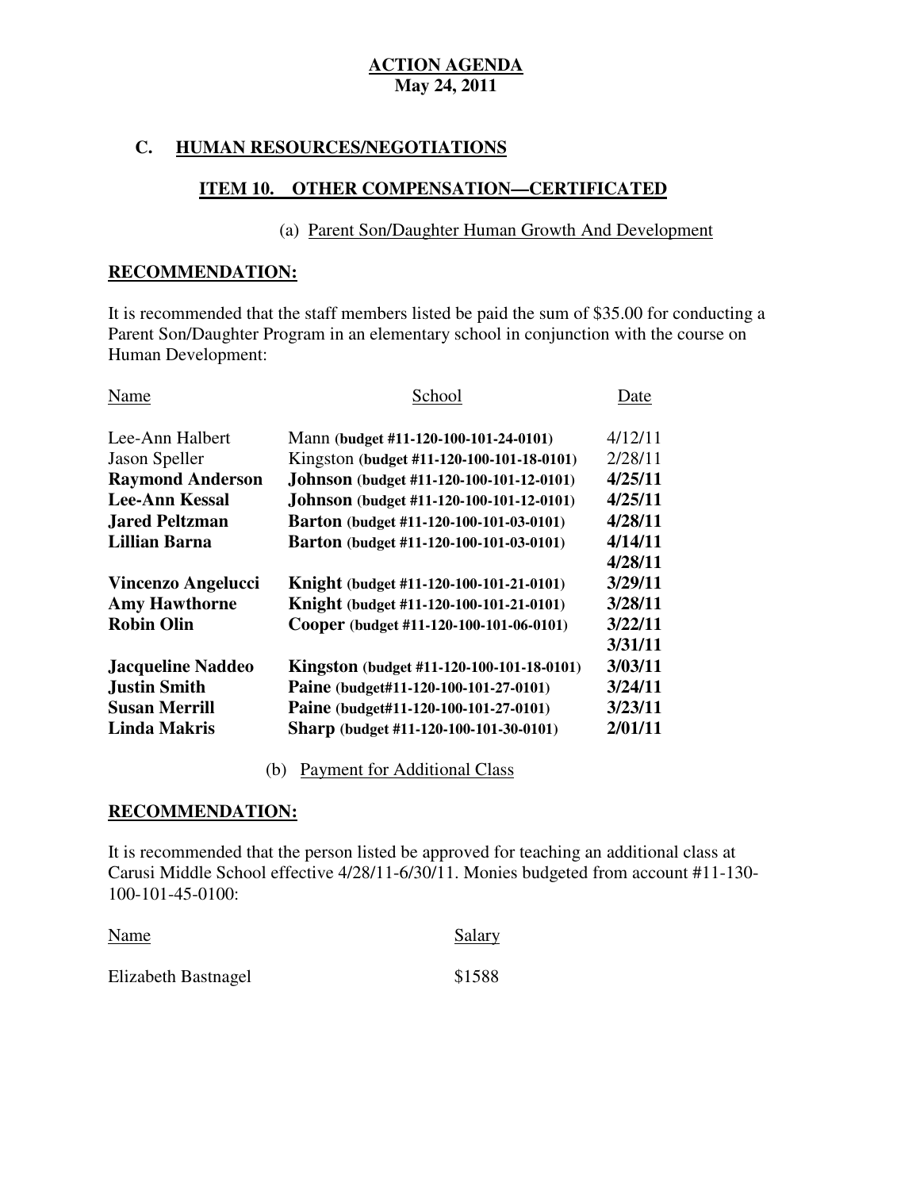**ACTION AGENDA**
**May 24, 2011**

## C. HUMAN RESOURCES/NEGOTIATIONS

### ITEM 10. OTHER COMPENSATION—CERTIFICATED

(a) Parent Son/Daughter Human Growth And Development

**RECOMMENDATION:**

It is recommended that the staff members listed be paid the sum of $35.00 for conducting a Parent Son/Daughter Program in an elementary school in conjunction with the course on Human Development:

| Name | School | Date |
|---|---|---|
| Lee-Ann Halbert | Mann (budget #11-120-100-101-24-0101) | 4/12/11 |
| Jason Speller | Kingston (budget #11-120-100-101-18-0101) | 2/28/11 |
| **Raymond Anderson** | **Johnson (budget #11-120-100-101-12-0101)** | **4/25/11** |
| **Lee-Ann Kessal** | **Johnson (budget #11-120-100-101-12-0101)** | **4/25/11** |
| **Jared Peltzman** | **Barton (budget #11-120-100-101-03-0101)** | **4/28/11** |
| **Lillian Barna** | **Barton (budget #11-120-100-101-03-0101)** | **4/14/11** |
| | | **4/28/11** |
| **Vincenzo Angelucci** | **Knight (budget #11-120-100-101-21-0101)** | **3/29/11** |
| **Amy Hawthorne** | **Knight (budget #11-120-100-101-21-0101)** | **3/28/11** |
| **Robin Olin** | **Cooper (budget #11-120-100-101-06-0101)** | **3/22/11** |
| | | **3/31/11** |
| **Jacqueline Naddeo** | **Kingston (budget #11-120-100-101-18-0101)** | **3/03/11** |
| **Justin Smith** | **Paine (budget#11-120-100-101-27-0101)** | **3/24/11** |
| **Susan Merrill** | **Paine (budget#11-120-100-101-27-0101)** | **3/23/11** |
| **Linda Makris** | **Sharp (budget #11-120-100-101-30-0101)** | **2/01/11** |

(b) Payment for Additional Class

**RECOMMENDATION:**

It is recommended that the person listed be approved for teaching an additional class at Carusi Middle School effective 4/28/11-6/30/11. Monies budgeted from account #11-130-100-101-45-0100:

| Name | Salary |
|---|---|
| Elizabeth Bastnagel | $1588 |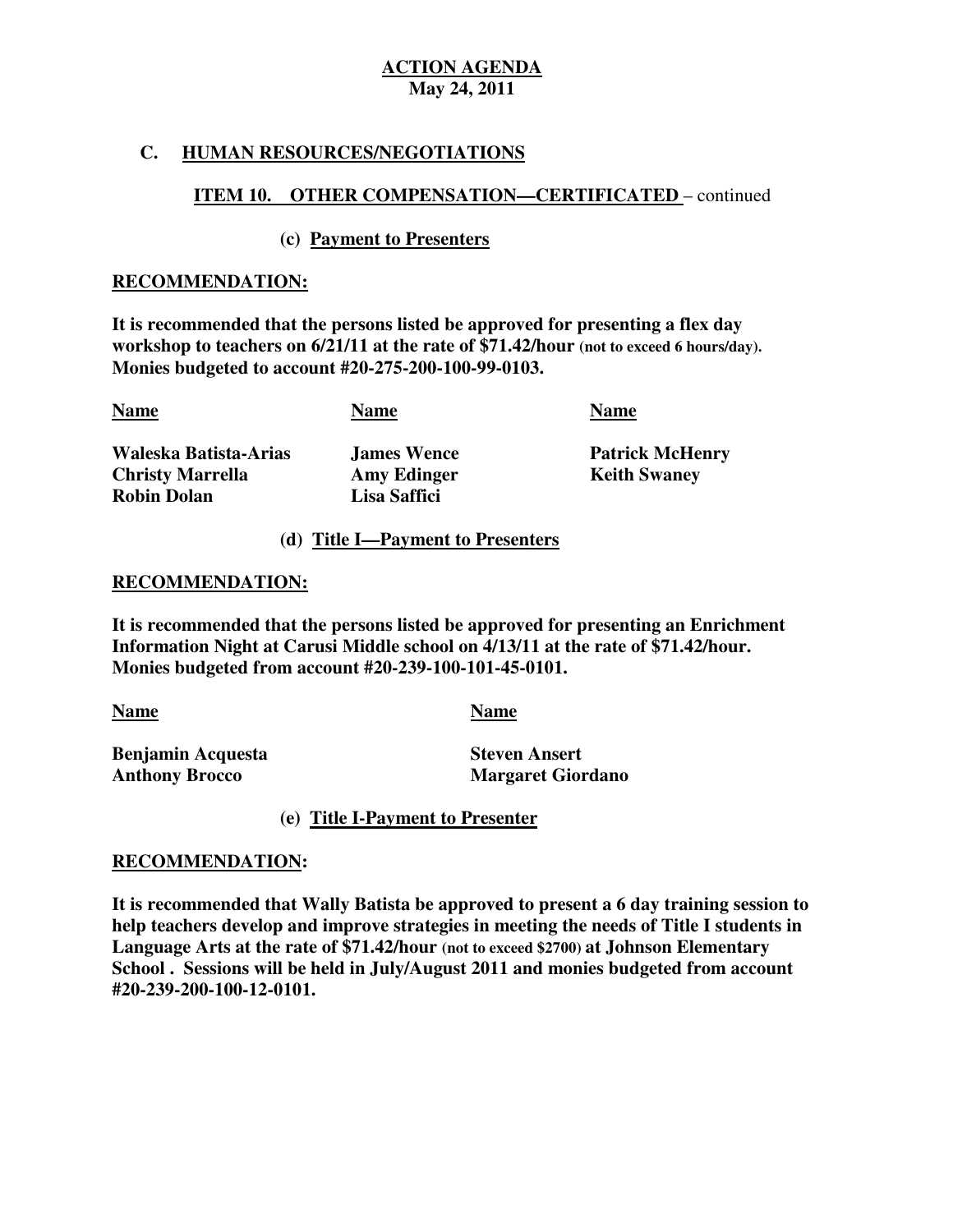**ACTION AGENDA**
**May 24, 2011**

## C. HUMAN RESOURCES/NEGOTIATIONS

### ITEM 10. OTHER COMPENSATION—CERTIFICATED – continued

#### (c) Payment to Presenters

**RECOMMENDATION:**

**It is recommended that the persons listed be approved for presenting a flex day workshop to teachers on 6/21/11 at the rate of $71.42/hour (not to exceed 6 hours/day). Monies budgeted to account #20-275-200-100-99-0103.**

| Name | Name | Name |
|---|---|---|
| Waleska Batista-Arias | James Wence | Patrick McHenry |
| Christy Marrella | Amy Edinger | Keith Swaney |
| Robin Dolan | Lisa Saffici | |

#### (d) Title I—Payment to Presenters

**RECOMMENDATION:**

**It is recommended that the persons listed be approved for presenting an Enrichment Information Night at Carusi Middle school on 4/13/11 at the rate of $71.42/hour. Monies budgeted from account #20-239-100-101-45-0101.**

| Name | Name |
|---|---|
| Benjamin Acquesta | Steven Ansert |
| Anthony Brocco | Margaret Giordano |

#### (e) Title I-Payment to Presenter

**RECOMMENDATION:**

**It is recommended that Wally Batista be approved to present a 6 day training session to help teachers develop and improve strategies in meeting the needs of Title I students in Language Arts at the rate of $71.42/hour (not to exceed $2700) at Johnson Elementary School . Sessions will be held in July/August 2011 and monies budgeted from account #20-239-200-100-12-0101.**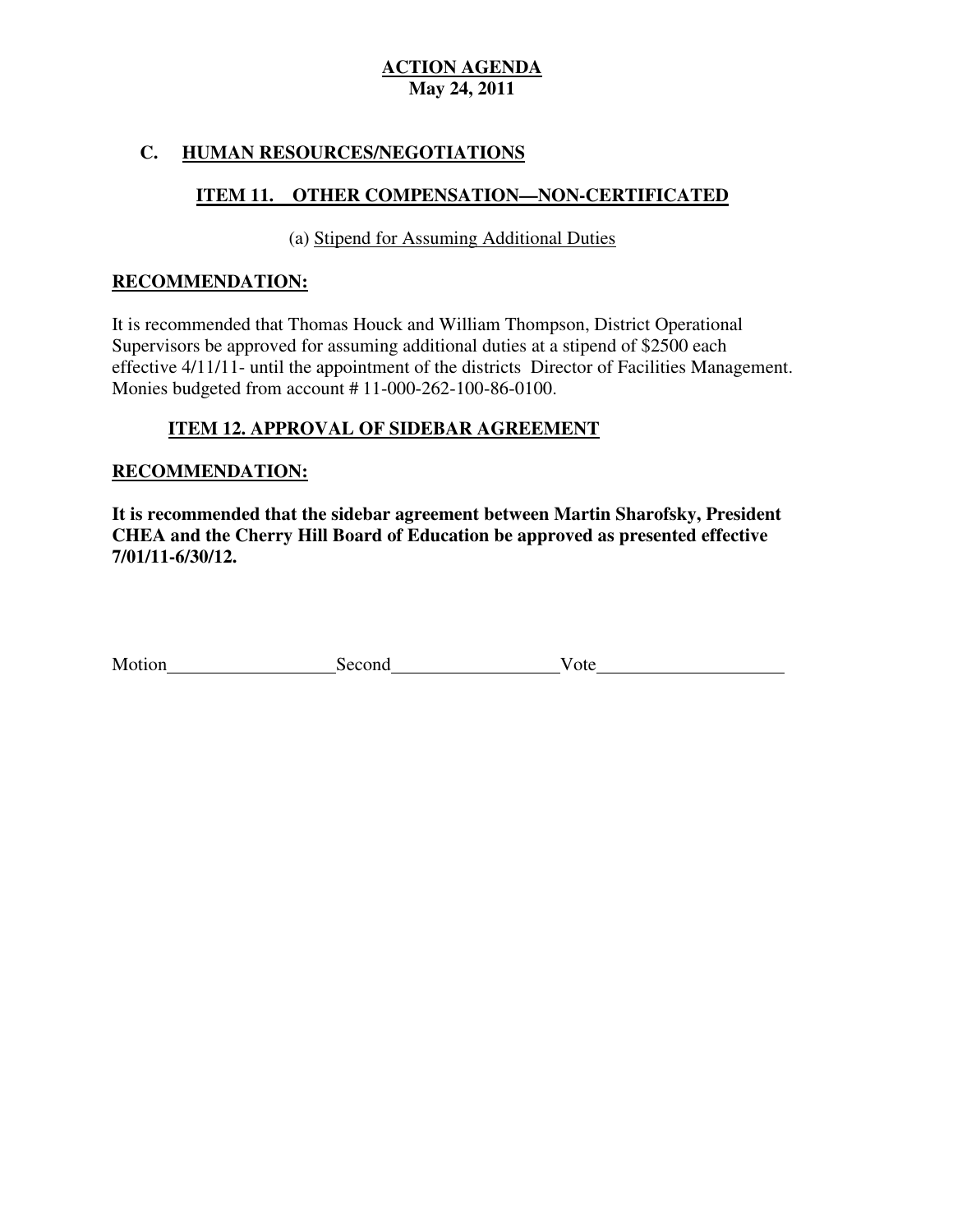**ACTION AGENDA**
**May 24, 2011**

## C. HUMAN RESOURCES/NEGOTIATIONS

### ITEM 11. OTHER COMPENSATION—NON-CERTIFICATED

(a) Stipend for Assuming Additional Duties

**RECOMMENDATION:**

It is recommended that Thomas Houck and William Thompson, District Operational Supervisors be approved for assuming additional duties at a stipend of $2500 each effective 4/11/11- until the appointment of the districts Director of Facilities Management. Monies budgeted from account # 11-000-262-100-86-0100.

### ITEM 12. APPROVAL OF SIDEBAR AGREEMENT

**RECOMMENDATION:**

**It is recommended that the sidebar agreement between Martin Sharofsky, President CHEA and the Cherry Hill Board of Education be approved as presented effective 7/01/11-6/30/12.**

Motion\_\_\_\_\_\_\_\_\_\_\_\_\_\_\_\_\_\_ Second\_\_\_\_\_\_\_\_\_\_\_\_\_\_\_\_\_\_ Vote\_\_\_\_\_\_\_\_\_\_\_\_\_\_\_\_\_\_\_\_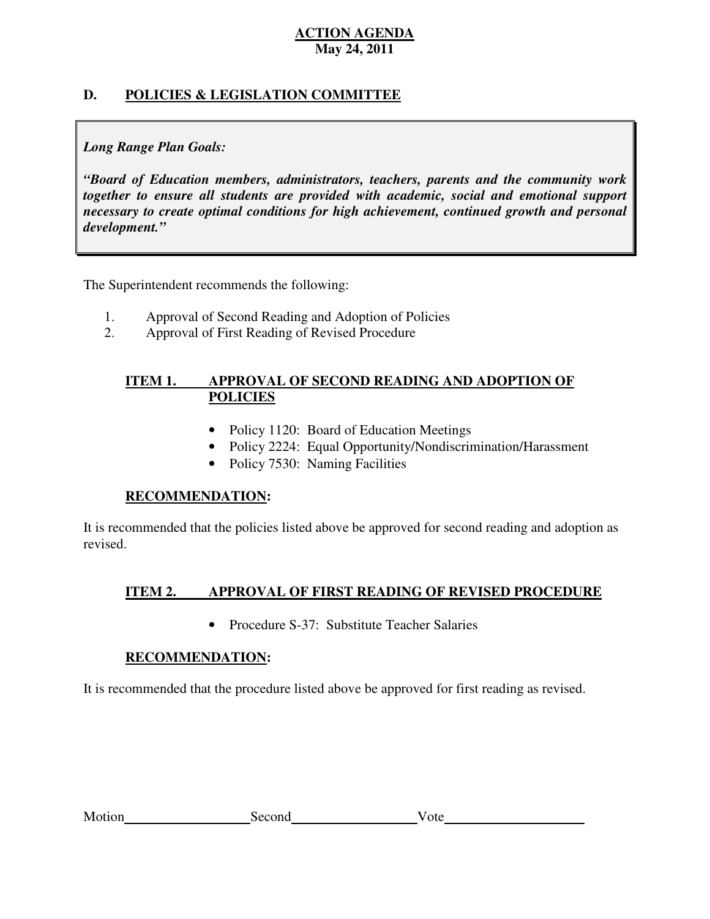**ACTION AGENDA**
**May 24, 2011**

## D. POLICIES & LEGISLATION COMMITTEE

> ***Long Range Plan Goals:***
>
> ***"Board of Education members, administrators, teachers, parents and the community work together to ensure all students are provided with academic, social and emotional support necessary to create optimal conditions for high achievement, continued growth and personal development."***

The Superintendent recommends the following:

1. Approval of Second Reading and Adoption of Policies
2. Approval of First Reading of Revised Procedure

### ITEM 1. APPROVAL OF SECOND READING AND ADOPTION OF POLICIES

- Policy 1120: Board of Education Meetings
- Policy 2224: Equal Opportunity/Nondiscrimination/Harassment
- Policy 7530: Naming Facilities

**RECOMMENDATION:**

It is recommended that the policies listed above be approved for second reading and adoption as revised.

### ITEM 2. APPROVAL OF FIRST READING OF REVISED PROCEDURE

- Procedure S-37: Substitute Teacher Salaries

**RECOMMENDATION:**

It is recommended that the procedure listed above be approved for first reading as revised.

Motion\_\_\_\_\_\_\_\_\_\_\_\_\_\_\_\_\_\_ Second\_\_\_\_\_\_\_\_\_\_\_\_\_\_\_\_\_\_ Vote\_\_\_\_\_\_\_\_\_\_\_\_\_\_\_\_\_\_\_\_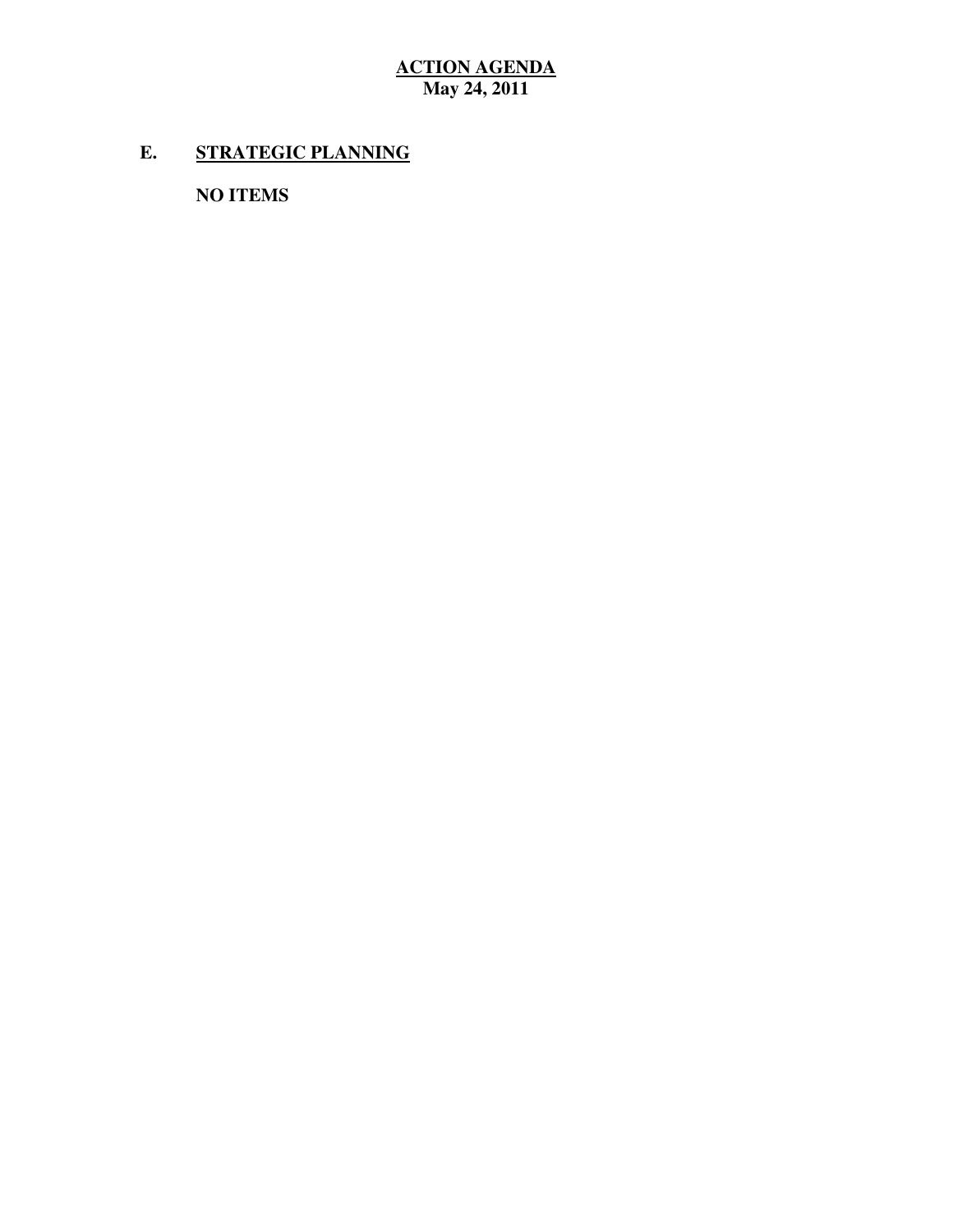**ACTION AGENDA**
**May 24, 2011**

## E. STRATEGIC PLANNING

**NO ITEMS**